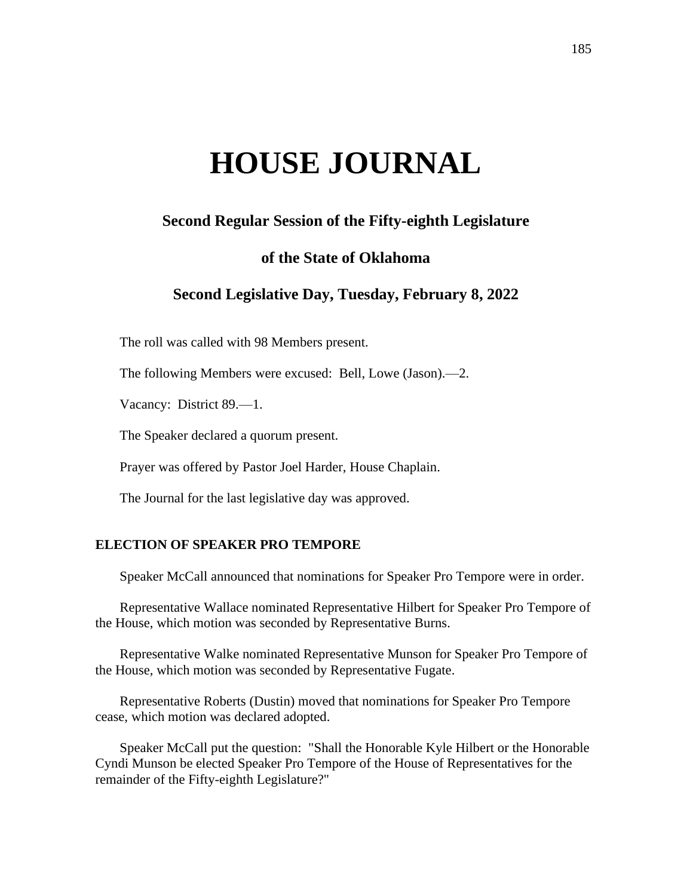# HOUSE JOURNAL

### Second Regular Session of the Fifty-eighth Legislature

### of the State of Oklahoma

### Second Legislative Day, Tuesday, February 8, 2022

The roll was called with 98 Members present.

The following Members were excused: Bell, Lowe (Jason).—2.

Vacancy: District 89.—1.

The Speaker declared a quorum present.

Prayer was offered by Pastor Joel Harder, House Chaplain.

The Journal for the last legislative day was approved.

**ELECTION OF SPEAKER PRO TEMPORE**

Speaker McCall announced that nominations for Speaker Pro Tempore were in order.

Representative Wallace nominated Representative Hilbert for Speaker Pro Tempore of the House, which motion was seconded by Representative Burns.

Representative Walke nominated Representative Munson for Speaker Pro Tempore of the House, which motion was seconded by Representative Fugate.

Representative Roberts (Dustin) moved that nominations for Speaker Pro Tempore cease, which motion was declared adopted.

Speaker McCall put the question: "Shall the Honorable Kyle Hilbert or the Honorable Cyndi Munson be elected Speaker Pro Tempore of the House of Representatives for the remainder of the Fifty-eighth Legislature?"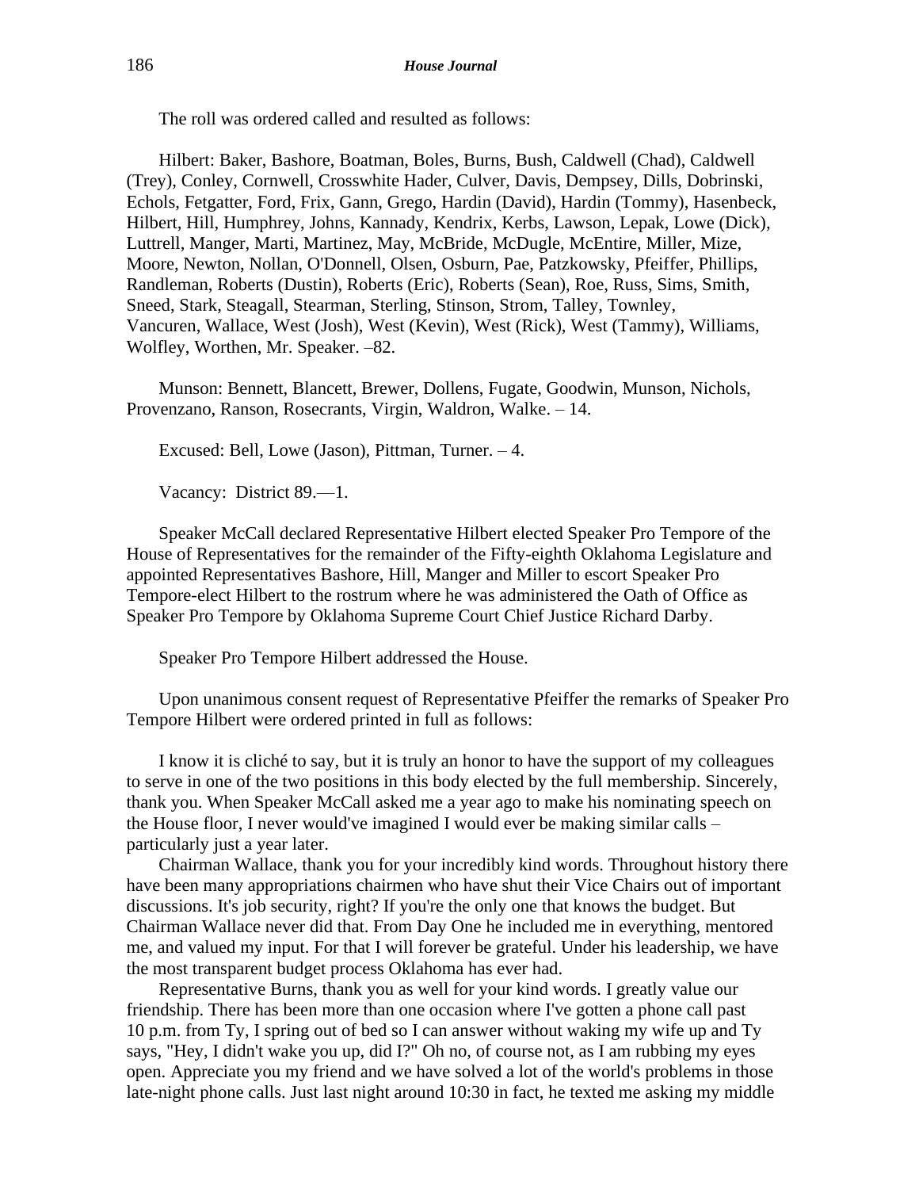The roll was ordered called and resulted as follows:

Hilbert: Baker, Bashore, Boatman, Boles, Burns, Bush, Caldwell (Chad), Caldwell (Trey), Conley, Cornwell, Crosswhite Hader, Culver, Davis, Dempsey, Dills, Dobrinski, Echols, Fetgatter, Ford, Frix, Gann, Grego, Hardin (David), Hardin (Tommy), Hasenbeck, Hilbert, Hill, Humphrey, Johns, Kannady, Kendrix, Kerbs, Lawson, Lepak, Lowe (Dick), Luttrell, Manger, Marti, Martinez, May, McBride, McDugle, McEntire, Miller, Mize, Moore, Newton, Nollan, O'Donnell, Olsen, Osburn, Pae, Patzkowsky, Pfeiffer, Phillips, Randleman, Roberts (Dustin), Roberts (Eric), Roberts (Sean), Roe, Russ, Sims, Smith, Sneed, Stark, Steagall, Stearman, Sterling, Stinson, Strom, Talley, Townley, Vancuren, Wallace, West (Josh), West (Kevin), West (Rick), West (Tammy), Williams, Wolfley, Worthen, Mr. Speaker. –82.

Munson: Bennett, Blancett, Brewer, Dollens, Fugate, Goodwin, Munson, Nichols, Provenzano, Ranson, Rosecrants, Virgin, Waldron, Walke. – 14.

Excused: Bell, Lowe (Jason), Pittman, Turner. – 4.

Vacancy: District 89.—1.

Speaker McCall declared Representative Hilbert elected Speaker Pro Tempore of the House of Representatives for the remainder of the Fifty-eighth Oklahoma Legislature and appointed Representatives Bashore, Hill, Manger and Miller to escort Speaker Pro Tempore-elect Hilbert to the rostrum where he was administered the Oath of Office as Speaker Pro Tempore by Oklahoma Supreme Court Chief Justice Richard Darby.

Speaker Pro Tempore Hilbert addressed the House.

Upon unanimous consent request of Representative Pfeiffer the remarks of Speaker Pro Tempore Hilbert were ordered printed in full as follows:

I know it is cliché to say, but it is truly an honor to have the support of my colleagues to serve in one of the two positions in this body elected by the full membership. Sincerely, thank you. When Speaker McCall asked me a year ago to make his nominating speech on the House floor, I never would've imagined I would ever be making similar calls – particularly just a year later.

Chairman Wallace, thank you for your incredibly kind words. Throughout history there have been many appropriations chairmen who have shut their Vice Chairs out of important discussions. It's job security, right? If you're the only one that knows the budget. But Chairman Wallace never did that. From Day One he included me in everything, mentored me, and valued my input. For that I will forever be grateful. Under his leadership, we have the most transparent budget process Oklahoma has ever had.

Representative Burns, thank you as well for your kind words. I greatly value our friendship. There has been more than one occasion where I've gotten a phone call past 10 p.m. from Ty, I spring out of bed so I can answer without waking my wife up and Ty says, "Hey, I didn't wake you up, did I?" Oh no, of course not, as I am rubbing my eyes open. Appreciate you my friend and we have solved a lot of the world's problems in those late-night phone calls. Just last night around 10:30 in fact, he texted me asking my middle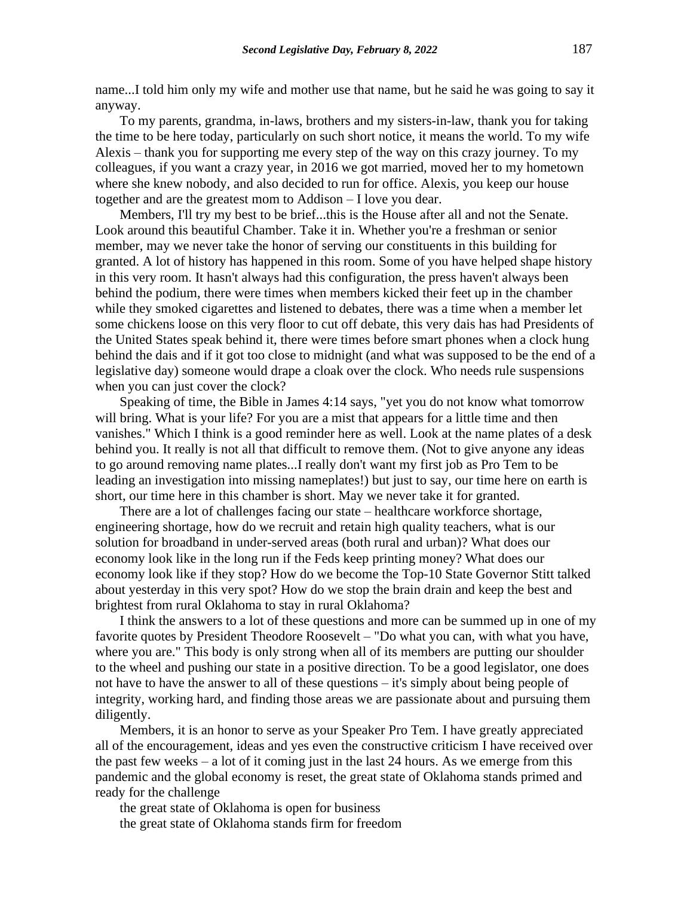name...I told him only my wife and mother use that name, but he said he was going to say it anyway.

To my parents, grandma, in-laws, brothers and my sisters-in-law, thank you for taking the time to be here today, particularly on such short notice, it means the world. To my wife Alexis – thank you for supporting me every step of the way on this crazy journey. To my colleagues, if you want a crazy year, in 2016 we got married, moved her to my hometown where she knew nobody, and also decided to run for office. Alexis, you keep our house together and are the greatest mom to Addison – I love you dear.

Members, I'll try my best to be brief...this is the House after all and not the Senate. Look around this beautiful Chamber. Take it in. Whether you're a freshman or senior member, may we never take the honor of serving our constituents in this building for granted. A lot of history has happened in this room. Some of you have helped shape history in this very room. It hasn't always had this configuration, the press haven't always been behind the podium, there were times when members kicked their feet up in the chamber while they smoked cigarettes and listened to debates, there was a time when a member let some chickens loose on this very floor to cut off debate, this very dais has had Presidents of the United States speak behind it, there were times before smart phones when a clock hung behind the dais and if it got too close to midnight (and what was supposed to be the end of a legislative day) someone would drape a cloak over the clock. Who needs rule suspensions when you can just cover the clock?

Speaking of time, the Bible in James 4:14 says, "yet you do not know what tomorrow will bring. What is your life? For you are a mist that appears for a little time and then vanishes." Which I think is a good reminder here as well. Look at the name plates of a desk behind you. It really is not all that difficult to remove them. (Not to give anyone any ideas to go around removing name plates...I really don't want my first job as Pro Tem to be leading an investigation into missing nameplates!) but just to say, our time here on earth is short, our time here in this chamber is short. May we never take it for granted.

There are a lot of challenges facing our state – healthcare workforce shortage, engineering shortage, how do we recruit and retain high quality teachers, what is our solution for broadband in under-served areas (both rural and urban)? What does our economy look like in the long run if the Feds keep printing money? What does our economy look like if they stop? How do we become the Top-10 State Governor Stitt talked about yesterday in this very spot? How do we stop the brain drain and keep the best and brightest from rural Oklahoma to stay in rural Oklahoma?

I think the answers to a lot of these questions and more can be summed up in one of my favorite quotes by President Theodore Roosevelt – "Do what you can, with what you have, where you are." This body is only strong when all of its members are putting our shoulder to the wheel and pushing our state in a positive direction. To be a good legislator, one does not have to have the answer to all of these questions – it's simply about being people of integrity, working hard, and finding those areas we are passionate about and pursuing them diligently.

Members, it is an honor to serve as your Speaker Pro Tem. I have greatly appreciated all of the encouragement, ideas and yes even the constructive criticism I have received over the past few weeks – a lot of it coming just in the last 24 hours. As we emerge from this pandemic and the global economy is reset, the great state of Oklahoma stands primed and ready for the challenge

the great state of Oklahoma is open for business

the great state of Oklahoma stands firm for freedom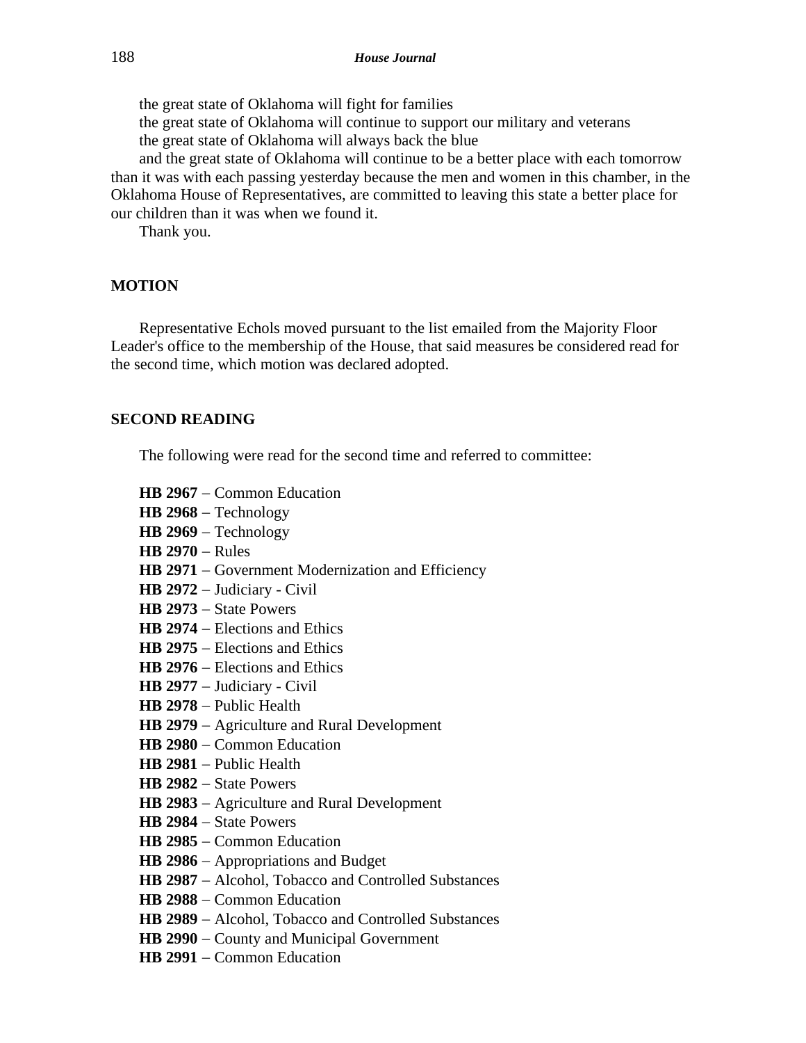the great state of Oklahoma will fight for families
the great state of Oklahoma will continue to support our military and veterans
the great state of Oklahoma will always back the blue
and the great state of Oklahoma will continue to be a better place with each tomorrow than it was with each passing yesterday because the men and women in this chamber, in the Oklahoma House of Representatives, are committed to leaving this state a better place for our children than it was when we found it.

Thank you.

## MOTION

Representative Echols moved pursuant to the list emailed from the Majority Floor Leader's office to the membership of the House, that said measures be considered read for the second time, which motion was declared adopted.

## SECOND READING

The following were read for the second time and referred to committee:

**HB 2967** – Common Education
**HB 2968** – Technology
**HB 2969** – Technology
**HB 2970** – Rules
**HB 2971** – Government Modernization and Efficiency
**HB 2972** – Judiciary - Civil
**HB 2973** – State Powers
**HB 2974** – Elections and Ethics
**HB 2975** – Elections and Ethics
**HB 2976** – Elections and Ethics
**HB 2977** – Judiciary - Civil
**HB 2978** – Public Health
**HB 2979** – Agriculture and Rural Development
**HB 2980** – Common Education
**HB 2981** – Public Health
**HB 2982** – State Powers
**HB 2983** – Agriculture and Rural Development
**HB 2984** – State Powers
**HB 2985** – Common Education
**HB 2986** – Appropriations and Budget
**HB 2987** – Alcohol, Tobacco and Controlled Substances
**HB 2988** – Common Education
**HB 2989** – Alcohol, Tobacco and Controlled Substances
**HB 2990** – County and Municipal Government
**HB 2991** – Common Education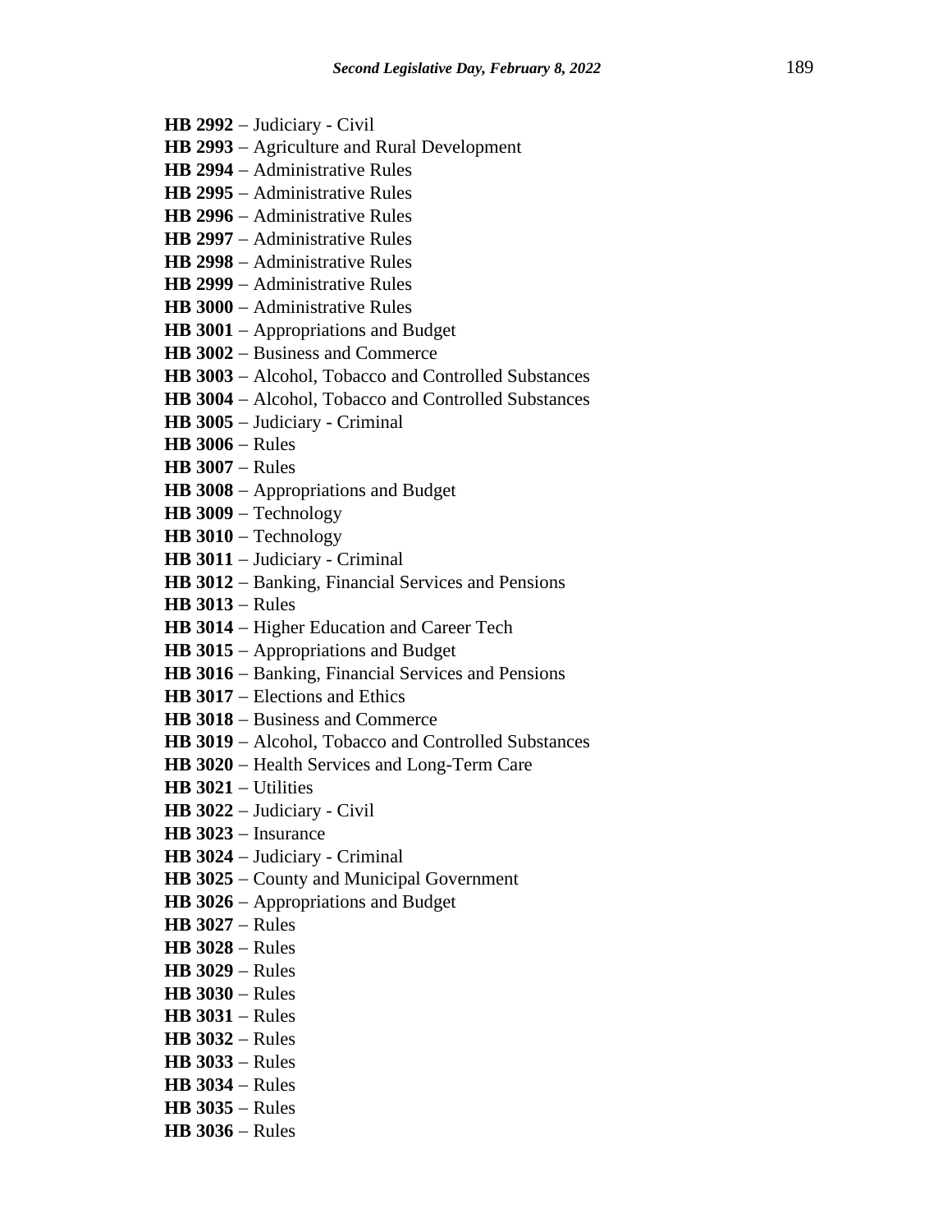**HB 2992** – Judiciary - Civil
**HB 2993** – Agriculture and Rural Development
**HB 2994** – Administrative Rules
**HB 2995** – Administrative Rules
**HB 2996** – Administrative Rules
**HB 2997** – Administrative Rules
**HB 2998** – Administrative Rules
**HB 2999** – Administrative Rules
**HB 3000** – Administrative Rules
**HB 3001** – Appropriations and Budget
**HB 3002** – Business and Commerce
**HB 3003** – Alcohol, Tobacco and Controlled Substances
**HB 3004** – Alcohol, Tobacco and Controlled Substances
**HB 3005** – Judiciary - Criminal
**HB 3006** – Rules
**HB 3007** – Rules
**HB 3008** – Appropriations and Budget
**HB 3009** – Technology
**HB 3010** – Technology
**HB 3011** – Judiciary - Criminal
**HB 3012** – Banking, Financial Services and Pensions
**HB 3013** – Rules
**HB 3014** – Higher Education and Career Tech
**HB 3015** – Appropriations and Budget
**HB 3016** – Banking, Financial Services and Pensions
**HB 3017** – Elections and Ethics
**HB 3018** – Business and Commerce
**HB 3019** – Alcohol, Tobacco and Controlled Substances
**HB 3020** – Health Services and Long-Term Care
**HB 3021** – Utilities
**HB 3022** – Judiciary - Civil
**HB 3023** – Insurance
**HB 3024** – Judiciary - Criminal
**HB 3025** – County and Municipal Government
**HB 3026** – Appropriations and Budget
**HB 3027** – Rules
**HB 3028** – Rules
**HB 3029** – Rules
**HB 3030** – Rules
**HB 3031** – Rules
**HB 3032** – Rules
**HB 3033** – Rules
**HB 3034** – Rules
**HB 3035** – Rules
**HB 3036** – Rules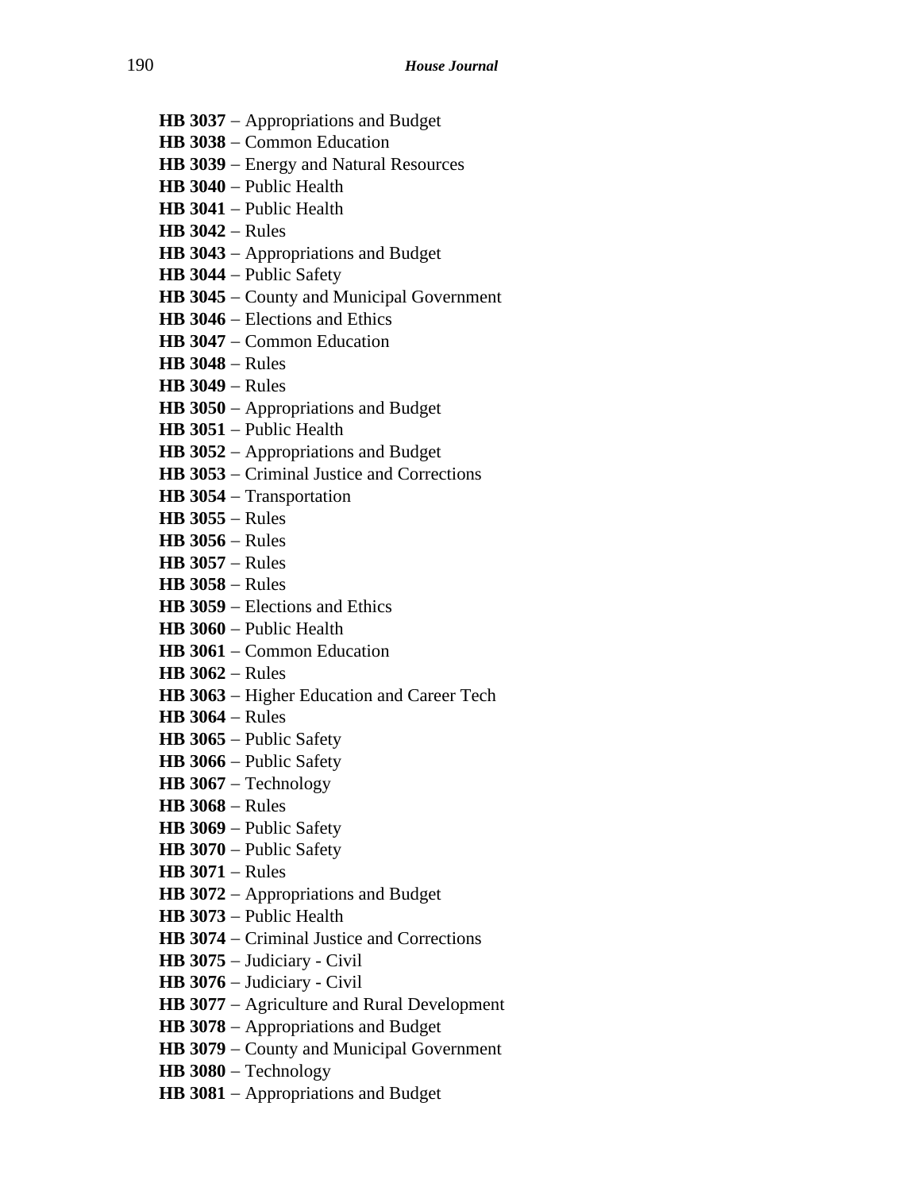**HB 3037** – Appropriations and Budget
**HB 3038** – Common Education
**HB 3039** – Energy and Natural Resources
**HB 3040** – Public Health
**HB 3041** – Public Health
**HB 3042** – Rules
**HB 3043** – Appropriations and Budget
**HB 3044** – Public Safety
**HB 3045** – County and Municipal Government
**HB 3046** – Elections and Ethics
**HB 3047** – Common Education
**HB 3048** – Rules
**HB 3049** – Rules
**HB 3050** – Appropriations and Budget
**HB 3051** – Public Health
**HB 3052** – Appropriations and Budget
**HB 3053** – Criminal Justice and Corrections
**HB 3054** – Transportation
**HB 3055** – Rules
**HB 3056** – Rules
**HB 3057** – Rules
**HB 3058** – Rules
**HB 3059** – Elections and Ethics
**HB 3060** – Public Health
**HB 3061** – Common Education
**HB 3062** – Rules
**HB 3063** – Higher Education and Career Tech
**HB 3064** – Rules
**HB 3065** – Public Safety
**HB 3066** – Public Safety
**HB 3067** – Technology
**HB 3068** – Rules
**HB 3069** – Public Safety
**HB 3070** – Public Safety
**HB 3071** – Rules
**HB 3072** – Appropriations and Budget
**HB 3073** – Public Health
**HB 3074** – Criminal Justice and Corrections
**HB 3075** – Judiciary - Civil
**HB 3076** – Judiciary - Civil
**HB 3077** – Agriculture and Rural Development
**HB 3078** – Appropriations and Budget
**HB 3079** – County and Municipal Government
**HB 3080** – Technology
**HB 3081** – Appropriations and Budget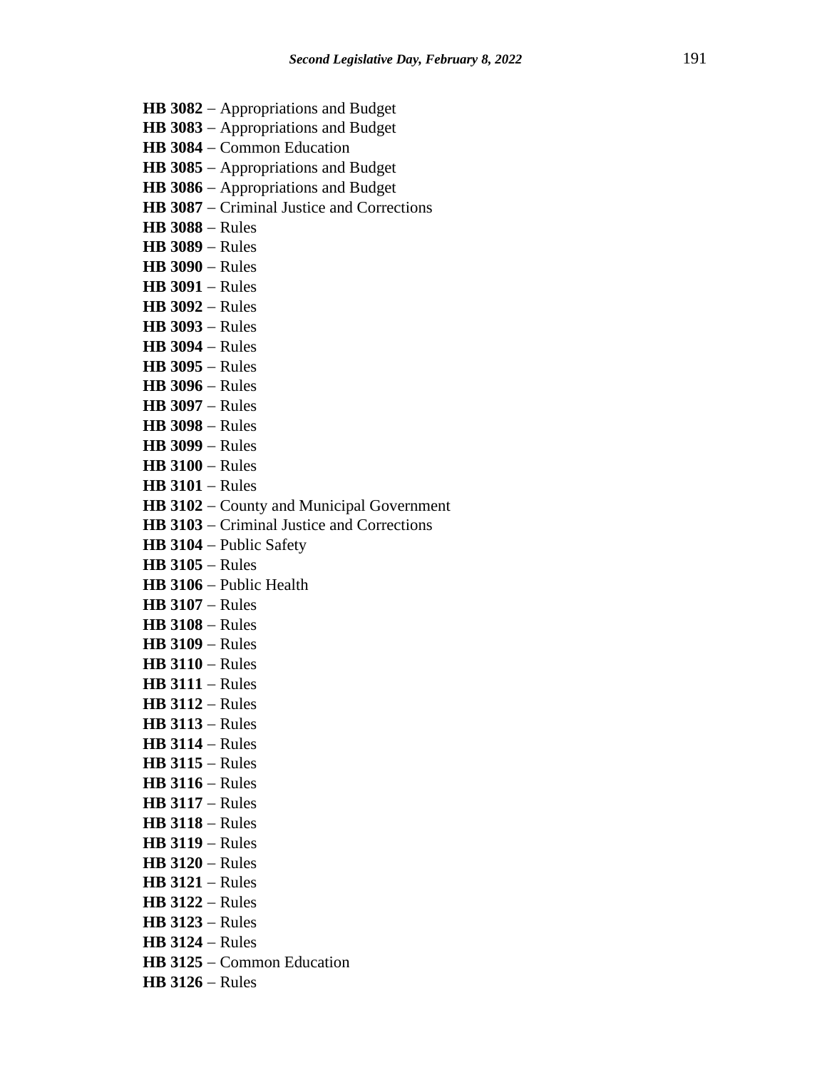**HB 3082** – Appropriations and Budget
**HB 3083** – Appropriations and Budget
**HB 3084** – Common Education
**HB 3085** – Appropriations and Budget
**HB 3086** – Appropriations and Budget
**HB 3087** – Criminal Justice and Corrections
**HB 3088** – Rules
**HB 3089** – Rules
**HB 3090** – Rules
**HB 3091** – Rules
**HB 3092** – Rules
**HB 3093** – Rules
**HB 3094** – Rules
**HB 3095** – Rules
**HB 3096** – Rules
**HB 3097** – Rules
**HB 3098** – Rules
**HB 3099** – Rules
**HB 3100** – Rules
**HB 3101** – Rules
**HB 3102** – County and Municipal Government
**HB 3103** – Criminal Justice and Corrections
**HB 3104** – Public Safety
**HB 3105** – Rules
**HB 3106** – Public Health
**HB 3107** – Rules
**HB 3108** – Rules
**HB 3109** – Rules
**HB 3110** – Rules
**HB 3111** – Rules
**HB 3112** – Rules
**HB 3113** – Rules
**HB 3114** – Rules
**HB 3115** – Rules
**HB 3116** – Rules
**HB 3117** – Rules
**HB 3118** – Rules
**HB 3119** – Rules
**HB 3120** – Rules
**HB 3121** – Rules
**HB 3122** – Rules
**HB 3123** – Rules
**HB 3124** – Rules
**HB 3125** – Common Education
**HB 3126** – Rules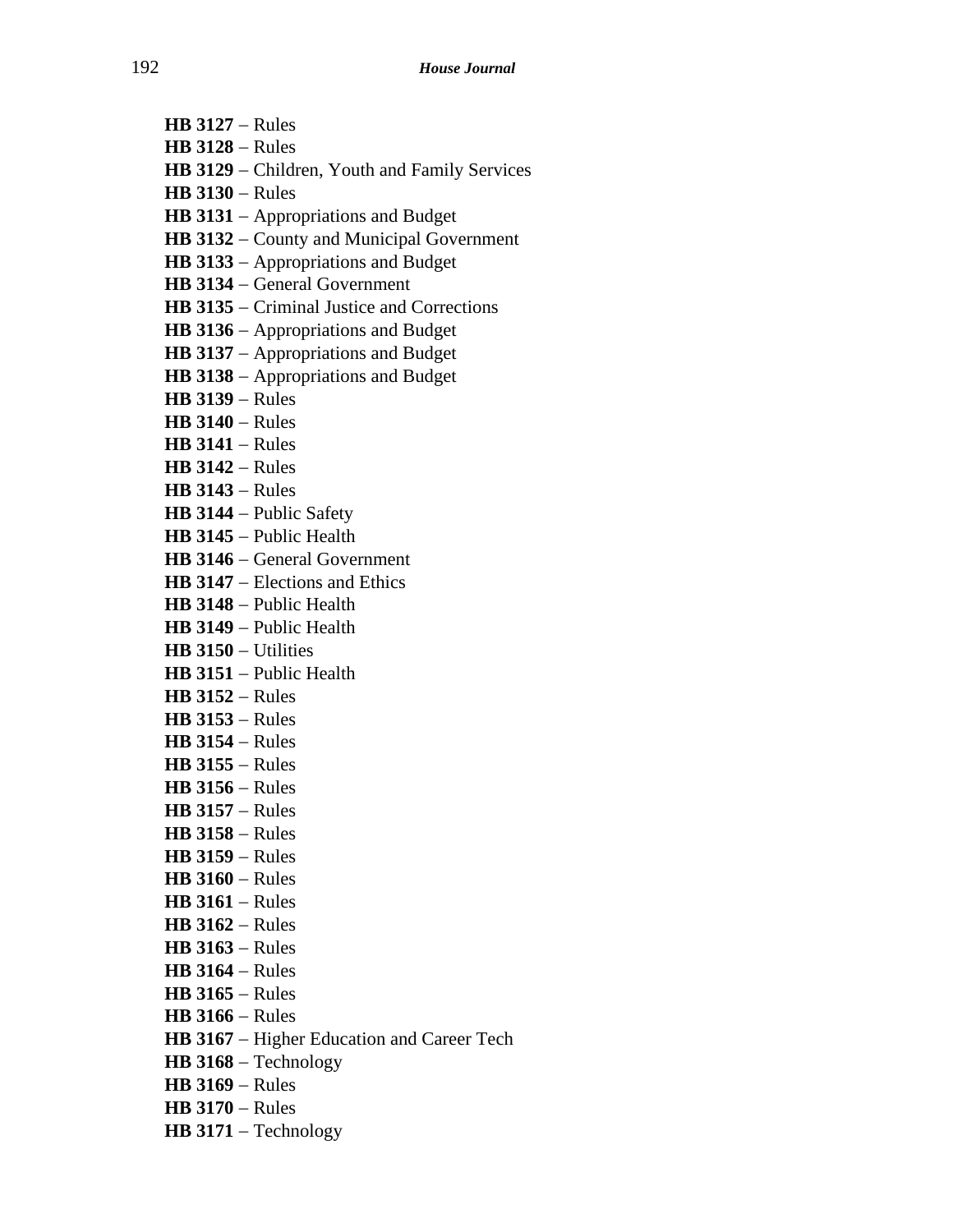**HB 3127** – Rules
**HB 3128** – Rules
**HB 3129** – Children, Youth and Family Services
**HB 3130** – Rules
**HB 3131** – Appropriations and Budget
**HB 3132** – County and Municipal Government
**HB 3133** – Appropriations and Budget
**HB 3134** – General Government
**HB 3135** – Criminal Justice and Corrections
**HB 3136** – Appropriations and Budget
**HB 3137** – Appropriations and Budget
**HB 3138** – Appropriations and Budget
**HB 3139** – Rules
**HB 3140** – Rules
**HB 3141** – Rules
**HB 3142** – Rules
**HB 3143** – Rules
**HB 3144** – Public Safety
**HB 3145** – Public Health
**HB 3146** – General Government
**HB 3147** – Elections and Ethics
**HB 3148** – Public Health
**HB 3149** – Public Health
**HB 3150** – Utilities
**HB 3151** – Public Health
**HB 3152** – Rules
**HB 3153** – Rules
**HB 3154** – Rules
**HB 3155** – Rules
**HB 3156** – Rules
**HB 3157** – Rules
**HB 3158** – Rules
**HB 3159** – Rules
**HB 3160** – Rules
**HB 3161** – Rules
**HB 3162** – Rules
**HB 3163** – Rules
**HB 3164** – Rules
**HB 3165** – Rules
**HB 3166** – Rules
**HB 3167** – Higher Education and Career Tech
**HB 3168** – Technology
**HB 3169** – Rules
**HB 3170** – Rules
**HB 3171** – Technology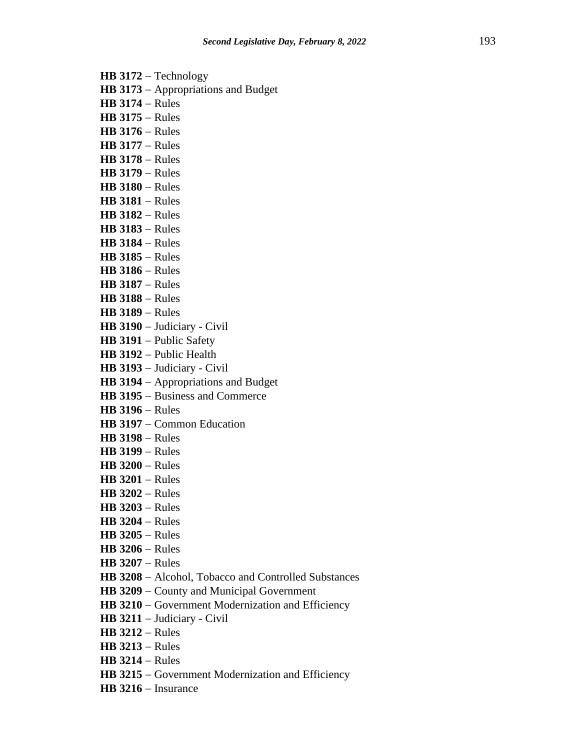**HB 3172** – Technology
**HB 3173** – Appropriations and Budget
**HB 3174** – Rules
**HB 3175** – Rules
**HB 3176** – Rules
**HB 3177** – Rules
**HB 3178** – Rules
**HB 3179** – Rules
**HB 3180** – Rules
**HB 3181** – Rules
**HB 3182** – Rules
**HB 3183** – Rules
**HB 3184** – Rules
**HB 3185** – Rules
**HB 3186** – Rules
**HB 3187** – Rules
**HB 3188** – Rules
**HB 3189** – Rules
**HB 3190** – Judiciary - Civil
**HB 3191** – Public Safety
**HB 3192** – Public Health
**HB 3193** – Judiciary - Civil
**HB 3194** – Appropriations and Budget
**HB 3195** – Business and Commerce
**HB 3196** – Rules
**HB 3197** – Common Education
**HB 3198** – Rules
**HB 3199** – Rules
**HB 3200** – Rules
**HB 3201** – Rules
**HB 3202** – Rules
**HB 3203** – Rules
**HB 3204** – Rules
**HB 3205** – Rules
**HB 3206** – Rules
**HB 3207** – Rules
**HB 3208** – Alcohol, Tobacco and Controlled Substances
**HB 3209** – County and Municipal Government
**HB 3210** – Government Modernization and Efficiency
**HB 3211** – Judiciary - Civil
**HB 3212** – Rules
**HB 3213** – Rules
**HB 3214** – Rules
**HB 3215** – Government Modernization and Efficiency
**HB 3216** – Insurance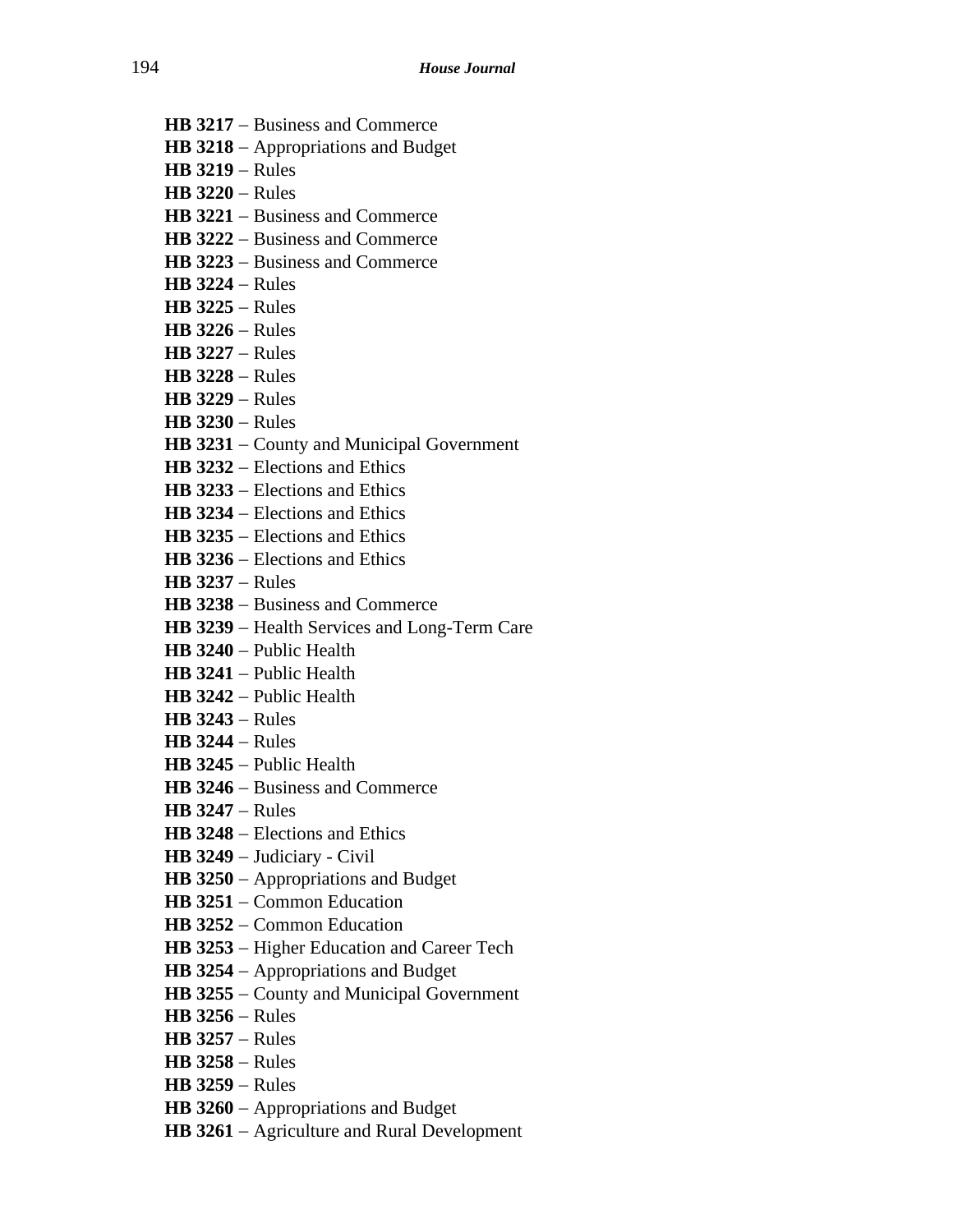**HB 3217** – Business and Commerce
**HB 3218** – Appropriations and Budget
**HB 3219** – Rules
**HB 3220** – Rules
**HB 3221** – Business and Commerce
**HB 3222** – Business and Commerce
**HB 3223** – Business and Commerce
**HB 3224** – Rules
**HB 3225** – Rules
**HB 3226** – Rules
**HB 3227** – Rules
**HB 3228** – Rules
**HB 3229** – Rules
**HB 3230** – Rules
**HB 3231** – County and Municipal Government
**HB 3232** – Elections and Ethics
**HB 3233** – Elections and Ethics
**HB 3234** – Elections and Ethics
**HB 3235** – Elections and Ethics
**HB 3236** – Elections and Ethics
**HB 3237** – Rules
**HB 3238** – Business and Commerce
**HB 3239** – Health Services and Long-Term Care
**HB 3240** – Public Health
**HB 3241** – Public Health
**HB 3242** – Public Health
**HB 3243** – Rules
**HB 3244** – Rules
**HB 3245** – Public Health
**HB 3246** – Business and Commerce
**HB 3247** – Rules
**HB 3248** – Elections and Ethics
**HB 3249** – Judiciary - Civil
**HB 3250** – Appropriations and Budget
**HB 3251** – Common Education
**HB 3252** – Common Education
**HB 3253** – Higher Education and Career Tech
**HB 3254** – Appropriations and Budget
**HB 3255** – County and Municipal Government
**HB 3256** – Rules
**HB 3257** – Rules
**HB 3258** – Rules
**HB 3259** – Rules
**HB 3260** – Appropriations and Budget
**HB 3261** – Agriculture and Rural Development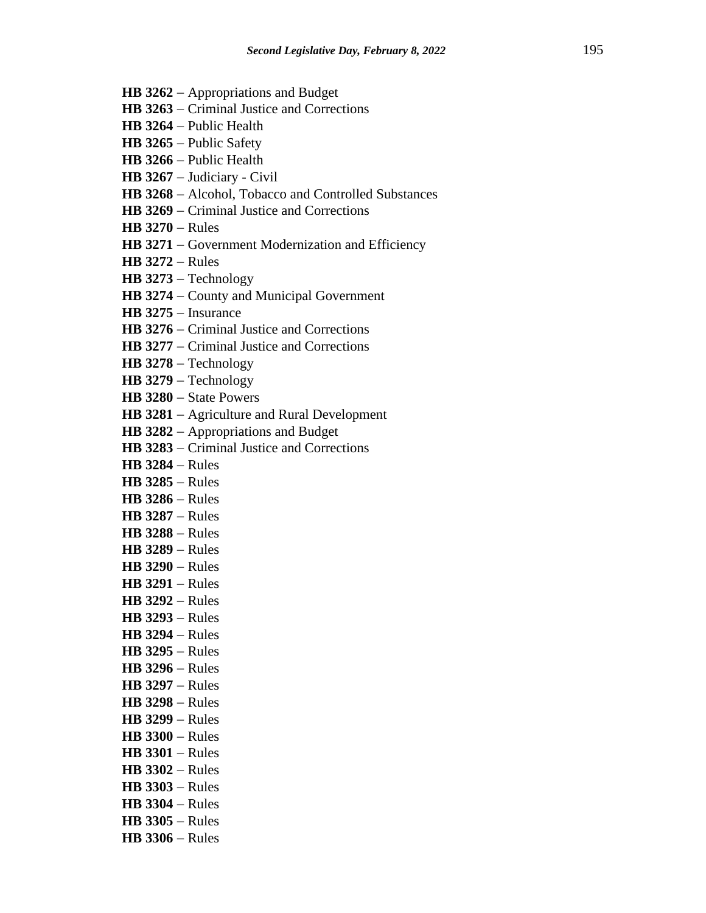**HB 3262** – Appropriations and Budget
**HB 3263** – Criminal Justice and Corrections
**HB 3264** – Public Health
**HB 3265** – Public Safety
**HB 3266** – Public Health
**HB 3267** – Judiciary - Civil
**HB 3268** – Alcohol, Tobacco and Controlled Substances
**HB 3269** – Criminal Justice and Corrections
**HB 3270** – Rules
**HB 3271** – Government Modernization and Efficiency
**HB 3272** – Rules
**HB 3273** – Technology
**HB 3274** – County and Municipal Government
**HB 3275** – Insurance
**HB 3276** – Criminal Justice and Corrections
**HB 3277** – Criminal Justice and Corrections
**HB 3278** – Technology
**HB 3279** – Technology
**HB 3280** – State Powers
**HB 3281** – Agriculture and Rural Development
**HB 3282** – Appropriations and Budget
**HB 3283** – Criminal Justice and Corrections
**HB 3284** – Rules
**HB 3285** – Rules
**HB 3286** – Rules
**HB 3287** – Rules
**HB 3288** – Rules
**HB 3289** – Rules
**HB 3290** – Rules
**HB 3291** – Rules
**HB 3292** – Rules
**HB 3293** – Rules
**HB 3294** – Rules
**HB 3295** – Rules
**HB 3296** – Rules
**HB 3297** – Rules
**HB 3298** – Rules
**HB 3299** – Rules
**HB 3300** – Rules
**HB 3301** – Rules
**HB 3302** – Rules
**HB 3303** – Rules
**HB 3304** – Rules
**HB 3305** – Rules
**HB 3306** – Rules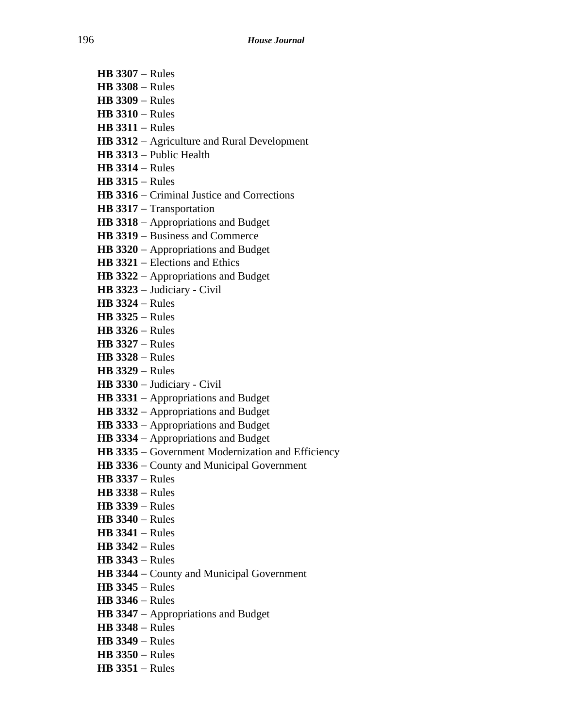**HB 3307** – Rules
**HB 3308** – Rules
**HB 3309** – Rules
**HB 3310** – Rules
**HB 3311** – Rules
**HB 3312** – Agriculture and Rural Development
**HB 3313** – Public Health
**HB 3314** – Rules
**HB 3315** – Rules
**HB 3316** – Criminal Justice and Corrections
**HB 3317** – Transportation
**HB 3318** – Appropriations and Budget
**HB 3319** – Business and Commerce
**HB 3320** – Appropriations and Budget
**HB 3321** – Elections and Ethics
**HB 3322** – Appropriations and Budget
**HB 3323** – Judiciary - Civil
**HB 3324** – Rules
**HB 3325** – Rules
**HB 3326** – Rules
**HB 3327** – Rules
**HB 3328** – Rules
**HB 3329** – Rules
**HB 3330** – Judiciary - Civil
**HB 3331** – Appropriations and Budget
**HB 3332** – Appropriations and Budget
**HB 3333** – Appropriations and Budget
**HB 3334** – Appropriations and Budget
**HB 3335** – Government Modernization and Efficiency
**HB 3336** – County and Municipal Government
**HB 3337** – Rules
**HB 3338** – Rules
**HB 3339** – Rules
**HB 3340** – Rules
**HB 3341** – Rules
**HB 3342** – Rules
**HB 3343** – Rules
**HB 3344** – County and Municipal Government
**HB 3345** – Rules
**HB 3346** – Rules
**HB 3347** – Appropriations and Budget
**HB 3348** – Rules
**HB 3349** – Rules
**HB 3350** – Rules
**HB 3351** – Rules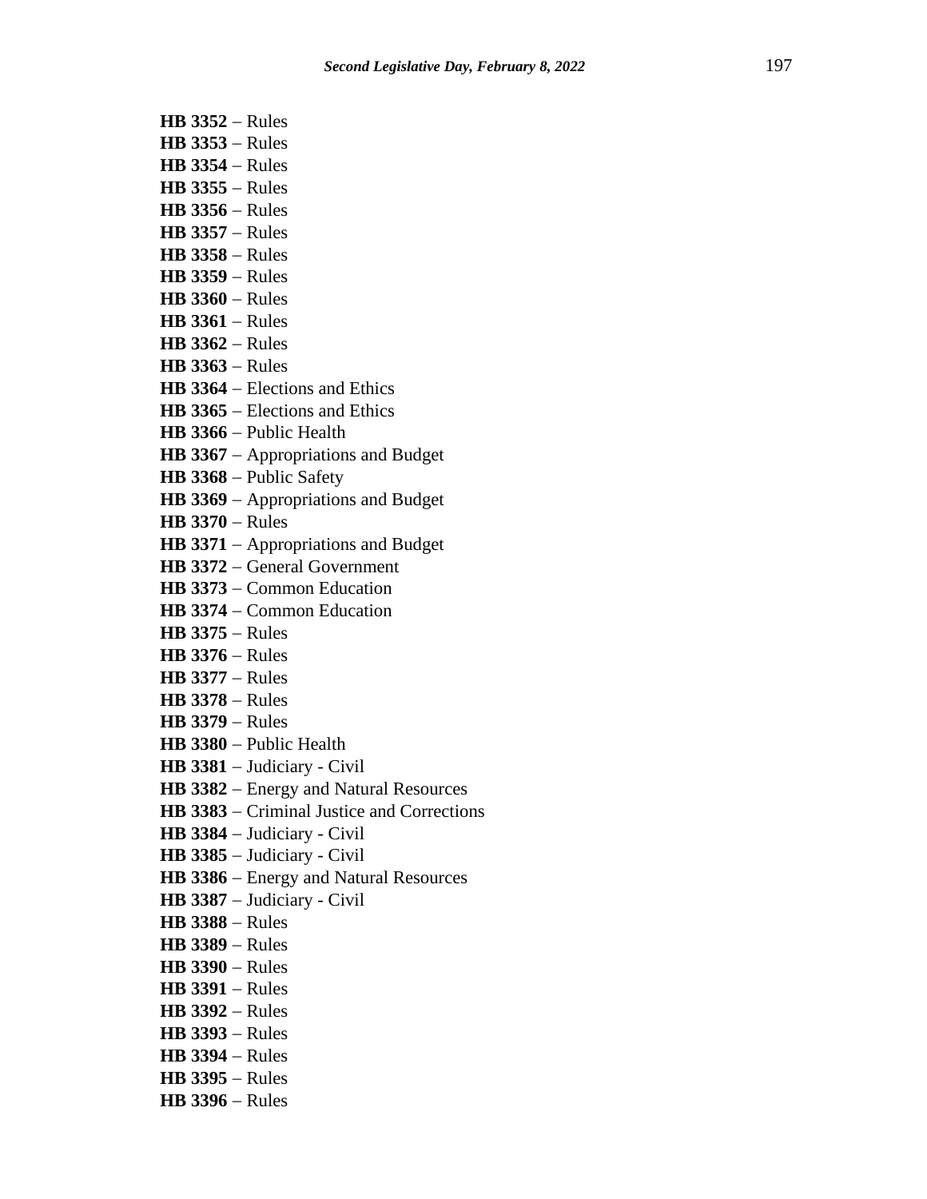**HB 3352** – Rules
**HB 3353** – Rules
**HB 3354** – Rules
**HB 3355** – Rules
**HB 3356** – Rules
**HB 3357** – Rules
**HB 3358** – Rules
**HB 3359** – Rules
**HB 3360** – Rules
**HB 3361** – Rules
**HB 3362** – Rules
**HB 3363** – Rules
**HB 3364** – Elections and Ethics
**HB 3365** – Elections and Ethics
**HB 3366** – Public Health
**HB 3367** – Appropriations and Budget
**HB 3368** – Public Safety
**HB 3369** – Appropriations and Budget
**HB 3370** – Rules
**HB 3371** – Appropriations and Budget
**HB 3372** – General Government
**HB 3373** – Common Education
**HB 3374** – Common Education
**HB 3375** – Rules
**HB 3376** – Rules
**HB 3377** – Rules
**HB 3378** – Rules
**HB 3379** – Rules
**HB 3380** – Public Health
**HB 3381** – Judiciary - Civil
**HB 3382** – Energy and Natural Resources
**HB 3383** – Criminal Justice and Corrections
**HB 3384** – Judiciary - Civil
**HB 3385** – Judiciary - Civil
**HB 3386** – Energy and Natural Resources
**HB 3387** – Judiciary - Civil
**HB 3388** – Rules
**HB 3389** – Rules
**HB 3390** – Rules
**HB 3391** – Rules
**HB 3392** – Rules
**HB 3393** – Rules
**HB 3394** – Rules
**HB 3395** – Rules
**HB 3396** – Rules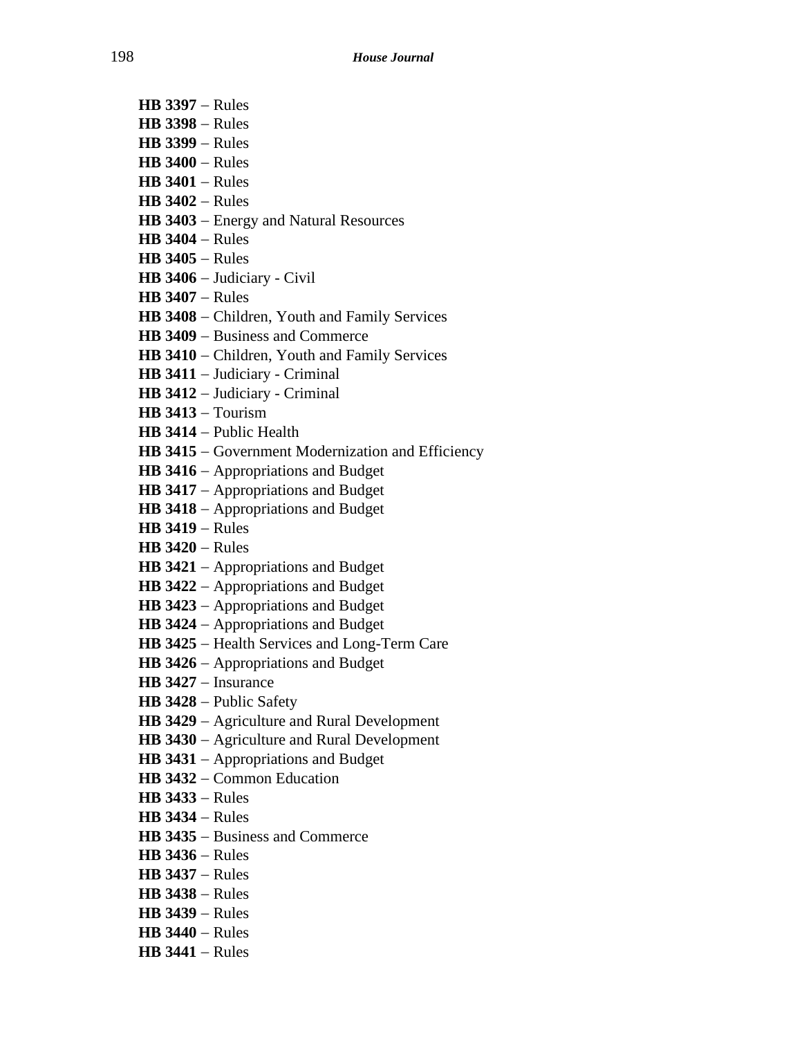**HB 3397** – Rules
**HB 3398** – Rules
**HB 3399** – Rules
**HB 3400** – Rules
**HB 3401** – Rules
**HB 3402** – Rules
**HB 3403** – Energy and Natural Resources
**HB 3404** – Rules
**HB 3405** – Rules
**HB 3406** – Judiciary - Civil
**HB 3407** – Rules
**HB 3408** – Children, Youth and Family Services
**HB 3409** – Business and Commerce
**HB 3410** – Children, Youth and Family Services
**HB 3411** – Judiciary - Criminal
**HB 3412** – Judiciary - Criminal
**HB 3413** – Tourism
**HB 3414** – Public Health
**HB 3415** – Government Modernization and Efficiency
**HB 3416** – Appropriations and Budget
**HB 3417** – Appropriations and Budget
**HB 3418** – Appropriations and Budget
**HB 3419** – Rules
**HB 3420** – Rules
**HB 3421** – Appropriations and Budget
**HB 3422** – Appropriations and Budget
**HB 3423** – Appropriations and Budget
**HB 3424** – Appropriations and Budget
**HB 3425** – Health Services and Long-Term Care
**HB 3426** – Appropriations and Budget
**HB 3427** – Insurance
**HB 3428** – Public Safety
**HB 3429** – Agriculture and Rural Development
**HB 3430** – Agriculture and Rural Development
**HB 3431** – Appropriations and Budget
**HB 3432** – Common Education
**HB 3433** – Rules
**HB 3434** – Rules
**HB 3435** – Business and Commerce
**HB 3436** – Rules
**HB 3437** – Rules
**HB 3438** – Rules
**HB 3439** – Rules
**HB 3440** – Rules
**HB 3441** – Rules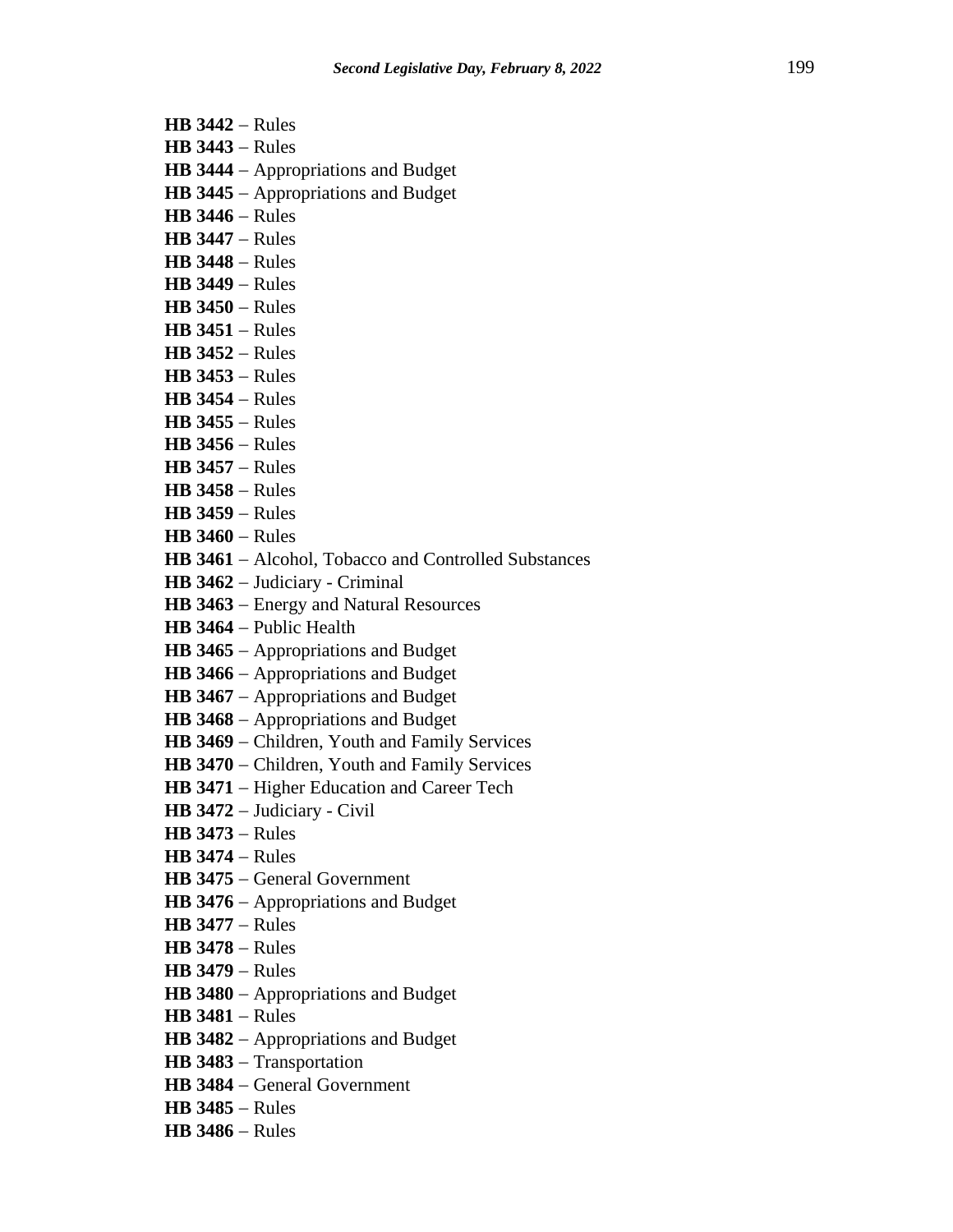**HB 3442** – Rules
**HB 3443** – Rules
**HB 3444** – Appropriations and Budget
**HB 3445** – Appropriations and Budget
**HB 3446** – Rules
**HB 3447** – Rules
**HB 3448** – Rules
**HB 3449** – Rules
**HB 3450** – Rules
**HB 3451** – Rules
**HB 3452** – Rules
**HB 3453** – Rules
**HB 3454** – Rules
**HB 3455** – Rules
**HB 3456** – Rules
**HB 3457** – Rules
**HB 3458** – Rules
**HB 3459** – Rules
**HB 3460** – Rules
**HB 3461** – Alcohol, Tobacco and Controlled Substances
**HB 3462** – Judiciary - Criminal
**HB 3463** – Energy and Natural Resources
**HB 3464** – Public Health
**HB 3465** – Appropriations and Budget
**HB 3466** – Appropriations and Budget
**HB 3467** – Appropriations and Budget
**HB 3468** – Appropriations and Budget
**HB 3469** – Children, Youth and Family Services
**HB 3470** – Children, Youth and Family Services
**HB 3471** – Higher Education and Career Tech
**HB 3472** – Judiciary - Civil
**HB 3473** – Rules
**HB 3474** – Rules
**HB 3475** – General Government
**HB 3476** – Appropriations and Budget
**HB 3477** – Rules
**HB 3478** – Rules
**HB 3479** – Rules
**HB 3480** – Appropriations and Budget
**HB 3481** – Rules
**HB 3482** – Appropriations and Budget
**HB 3483** – Transportation
**HB 3484** – General Government
**HB 3485** – Rules
**HB 3486** – Rules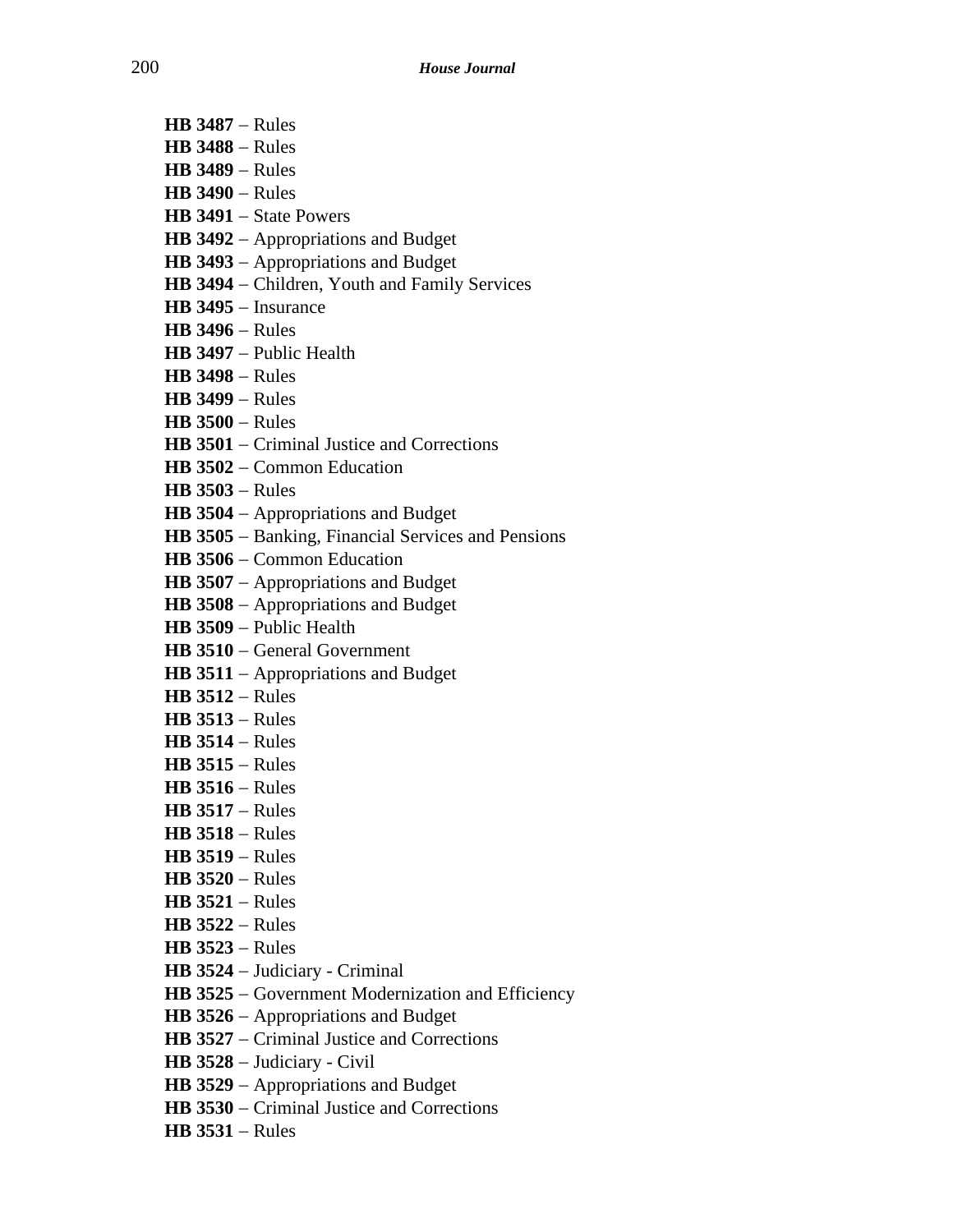**HB 3487** – Rules
**HB 3488** – Rules
**HB 3489** – Rules
**HB 3490** – Rules
**HB 3491** – State Powers
**HB 3492** – Appropriations and Budget
**HB 3493** – Appropriations and Budget
**HB 3494** – Children, Youth and Family Services
**HB 3495** – Insurance
**HB 3496** – Rules
**HB 3497** – Public Health
**HB 3498** – Rules
**HB 3499** – Rules
**HB 3500** – Rules
**HB 3501** – Criminal Justice and Corrections
**HB 3502** – Common Education
**HB 3503** – Rules
**HB 3504** – Appropriations and Budget
**HB 3505** – Banking, Financial Services and Pensions
**HB 3506** – Common Education
**HB 3507** – Appropriations and Budget
**HB 3508** – Appropriations and Budget
**HB 3509** – Public Health
**HB 3510** – General Government
**HB 3511** – Appropriations and Budget
**HB 3512** – Rules
**HB 3513** – Rules
**HB 3514** – Rules
**HB 3515** – Rules
**HB 3516** – Rules
**HB 3517** – Rules
**HB 3518** – Rules
**HB 3519** – Rules
**HB 3520** – Rules
**HB 3521** – Rules
**HB 3522** – Rules
**HB 3523** – Rules
**HB 3524** – Judiciary - Criminal
**HB 3525** – Government Modernization and Efficiency
**HB 3526** – Appropriations and Budget
**HB 3527** – Criminal Justice and Corrections
**HB 3528** – Judiciary - Civil
**HB 3529** – Appropriations and Budget
**HB 3530** – Criminal Justice and Corrections
**HB 3531** – Rules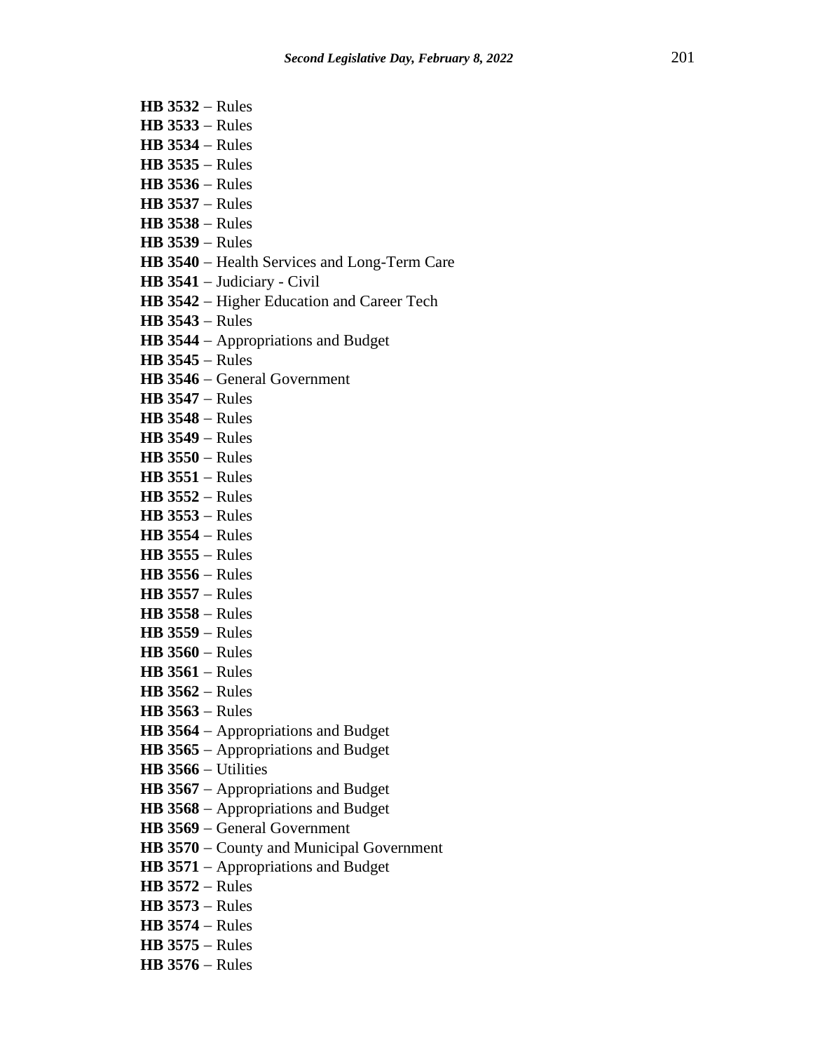**HB 3532** – Rules
**HB 3533** – Rules
**HB 3534** – Rules
**HB 3535** – Rules
**HB 3536** – Rules
**HB 3537** – Rules
**HB 3538** – Rules
**HB 3539** – Rules
**HB 3540** – Health Services and Long-Term Care
**HB 3541** – Judiciary - Civil
**HB 3542** – Higher Education and Career Tech
**HB 3543** – Rules
**HB 3544** – Appropriations and Budget
**HB 3545** – Rules
**HB 3546** – General Government
**HB 3547** – Rules
**HB 3548** – Rules
**HB 3549** – Rules
**HB 3550** – Rules
**HB 3551** – Rules
**HB 3552** – Rules
**HB 3553** – Rules
**HB 3554** – Rules
**HB 3555** – Rules
**HB 3556** – Rules
**HB 3557** – Rules
**HB 3558** – Rules
**HB 3559** – Rules
**HB 3560** – Rules
**HB 3561** – Rules
**HB 3562** – Rules
**HB 3563** – Rules
**HB 3564** – Appropriations and Budget
**HB 3565** – Appropriations and Budget
**HB 3566** – Utilities
**HB 3567** – Appropriations and Budget
**HB 3568** – Appropriations and Budget
**HB 3569** – General Government
**HB 3570** – County and Municipal Government
**HB 3571** – Appropriations and Budget
**HB 3572** – Rules
**HB 3573** – Rules
**HB 3574** – Rules
**HB 3575** – Rules
**HB 3576** – Rules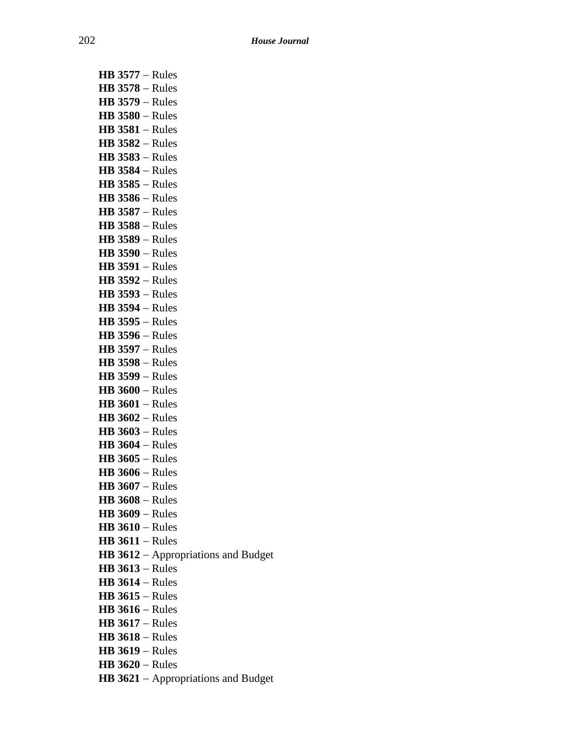**HB 3577** – Rules
**HB 3578** – Rules
**HB 3579** – Rules
**HB 3580** – Rules
**HB 3581** – Rules
**HB 3582** – Rules
**HB 3583** – Rules
**HB 3584** – Rules
**HB 3585** – Rules
**HB 3586** – Rules
**HB 3587** – Rules
**HB 3588** – Rules
**HB 3589** – Rules
**HB 3590** – Rules
**HB 3591** – Rules
**HB 3592** – Rules
**HB 3593** – Rules
**HB 3594** – Rules
**HB 3595** – Rules
**HB 3596** – Rules
**HB 3597** – Rules
**HB 3598** – Rules
**HB 3599** – Rules
**HB 3600** – Rules
**HB 3601** – Rules
**HB 3602** – Rules
**HB 3603** – Rules
**HB 3604** – Rules
**HB 3605** – Rules
**HB 3606** – Rules
**HB 3607** – Rules
**HB 3608** – Rules
**HB 3609** – Rules
**HB 3610** – Rules
**HB 3611** – Rules
**HB 3612** – Appropriations and Budget
**HB 3613** – Rules
**HB 3614** – Rules
**HB 3615** – Rules
**HB 3616** – Rules
**HB 3617** – Rules
**HB 3618** – Rules
**HB 3619** – Rules
**HB 3620** – Rules
**HB 3621** – Appropriations and Budget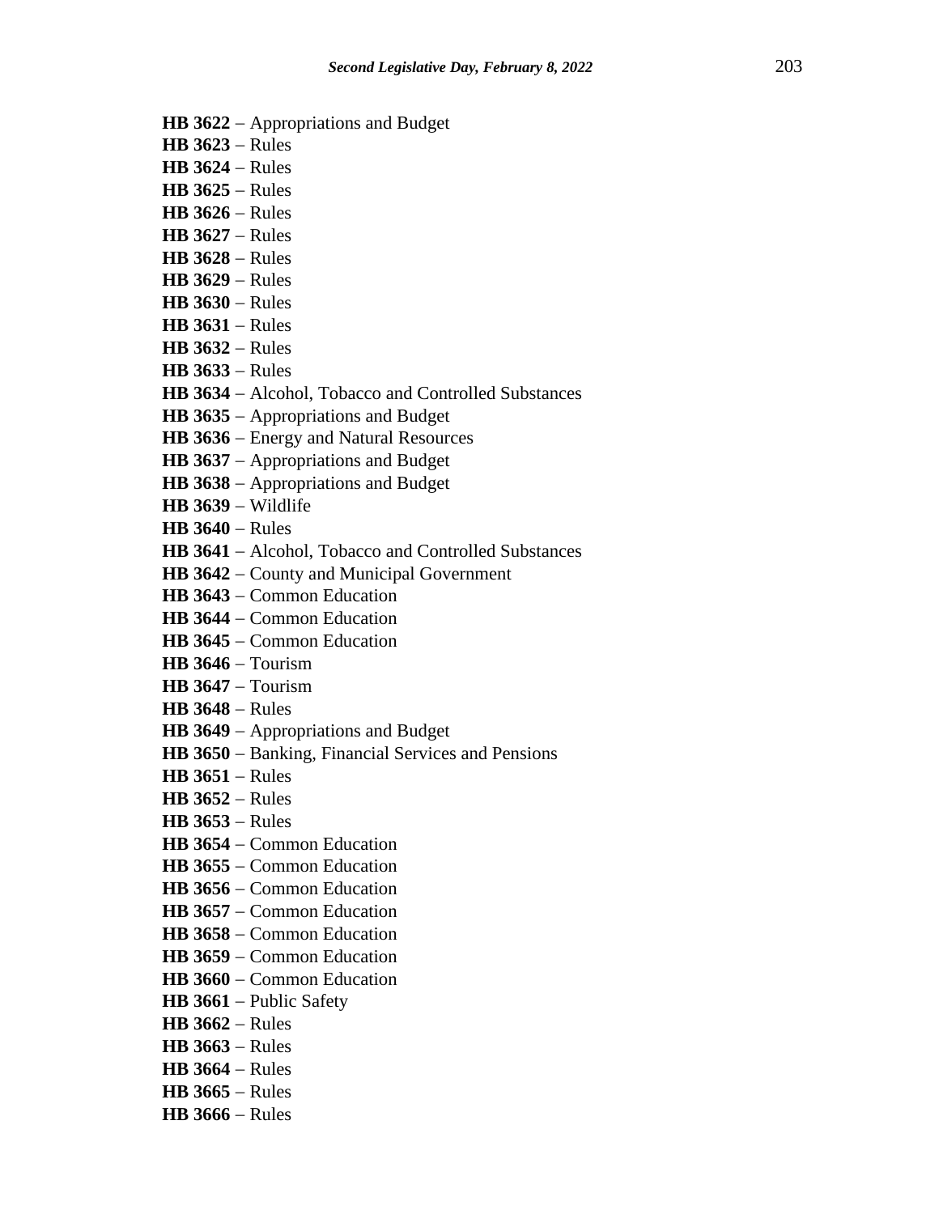**HB 3622** – Appropriations and Budget
**HB 3623** – Rules
**HB 3624** – Rules
**HB 3625** – Rules
**HB 3626** – Rules
**HB 3627** – Rules
**HB 3628** – Rules
**HB 3629** – Rules
**HB 3630** – Rules
**HB 3631** – Rules
**HB 3632** – Rules
**HB 3633** – Rules
**HB 3634** – Alcohol, Tobacco and Controlled Substances
**HB 3635** – Appropriations and Budget
**HB 3636** – Energy and Natural Resources
**HB 3637** – Appropriations and Budget
**HB 3638** – Appropriations and Budget
**HB 3639** – Wildlife
**HB 3640** – Rules
**HB 3641** – Alcohol, Tobacco and Controlled Substances
**HB 3642** – County and Municipal Government
**HB 3643** – Common Education
**HB 3644** – Common Education
**HB 3645** – Common Education
**HB 3646** – Tourism
**HB 3647** – Tourism
**HB 3648** – Rules
**HB 3649** – Appropriations and Budget
**HB 3650** – Banking, Financial Services and Pensions
**HB 3651** – Rules
**HB 3652** – Rules
**HB 3653** – Rules
**HB 3654** – Common Education
**HB 3655** – Common Education
**HB 3656** – Common Education
**HB 3657** – Common Education
**HB 3658** – Common Education
**HB 3659** – Common Education
**HB 3660** – Common Education
**HB 3661** – Public Safety
**HB 3662** – Rules
**HB 3663** – Rules
**HB 3664** – Rules
**HB 3665** – Rules
**HB 3666** – Rules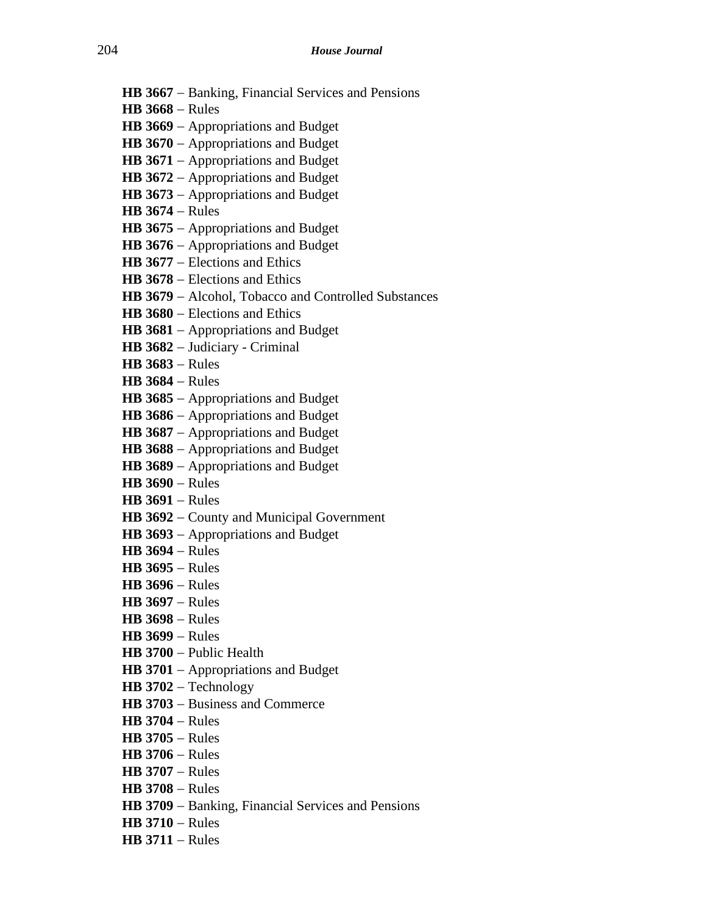**HB 3667** – Banking, Financial Services and Pensions
**HB 3668** – Rules
**HB 3669** – Appropriations and Budget
**HB 3670** – Appropriations and Budget
**HB 3671** – Appropriations and Budget
**HB 3672** – Appropriations and Budget
**HB 3673** – Appropriations and Budget
**HB 3674** – Rules
**HB 3675** – Appropriations and Budget
**HB 3676** – Appropriations and Budget
**HB 3677** – Elections and Ethics
**HB 3678** – Elections and Ethics
**HB 3679** – Alcohol, Tobacco and Controlled Substances
**HB 3680** – Elections and Ethics
**HB 3681** – Appropriations and Budget
**HB 3682** – Judiciary - Criminal
**HB 3683** – Rules
**HB 3684** – Rules
**HB 3685** – Appropriations and Budget
**HB 3686** – Appropriations and Budget
**HB 3687** – Appropriations and Budget
**HB 3688** – Appropriations and Budget
**HB 3689** – Appropriations and Budget
**HB 3690** – Rules
**HB 3691** – Rules
**HB 3692** – County and Municipal Government
**HB 3693** – Appropriations and Budget
**HB 3694** – Rules
**HB 3695** – Rules
**HB 3696** – Rules
**HB 3697** – Rules
**HB 3698** – Rules
**HB 3699** – Rules
**HB 3700** – Public Health
**HB 3701** – Appropriations and Budget
**HB 3702** – Technology
**HB 3703** – Business and Commerce
**HB 3704** – Rules
**HB 3705** – Rules
**HB 3706** – Rules
**HB 3707** – Rules
**HB 3708** – Rules
**HB 3709** – Banking, Financial Services and Pensions
**HB 3710** – Rules
**HB 3711** – Rules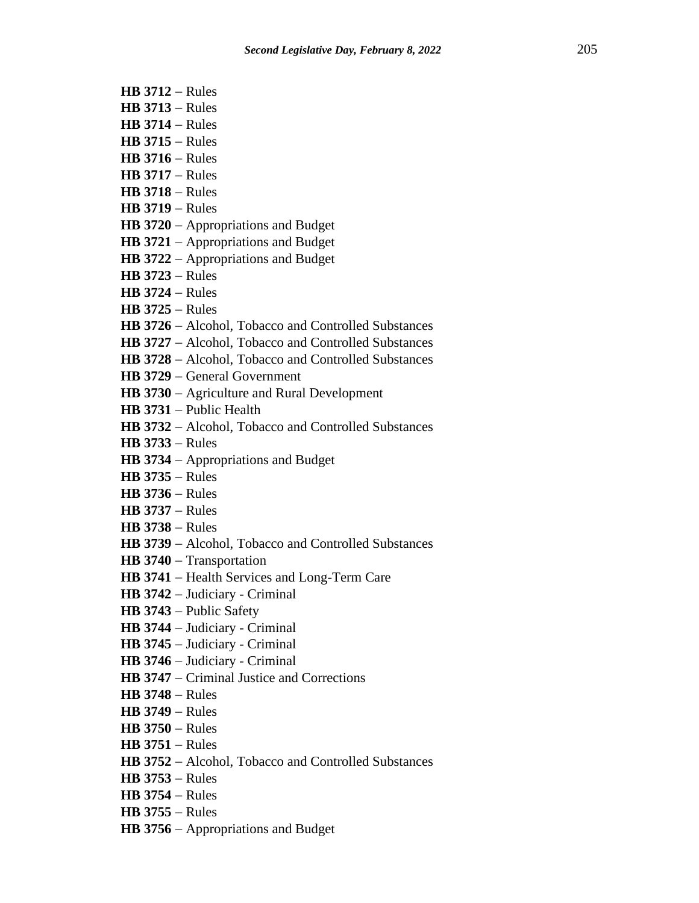**HB 3712** – Rules
**HB 3713** – Rules
**HB 3714** – Rules
**HB 3715** – Rules
**HB 3716** – Rules
**HB 3717** – Rules
**HB 3718** – Rules
**HB 3719** – Rules
**HB 3720** – Appropriations and Budget
**HB 3721** – Appropriations and Budget
**HB 3722** – Appropriations and Budget
**HB 3723** – Rules
**HB 3724** – Rules
**HB 3725** – Rules
**HB 3726** – Alcohol, Tobacco and Controlled Substances
**HB 3727** – Alcohol, Tobacco and Controlled Substances
**HB 3728** – Alcohol, Tobacco and Controlled Substances
**HB 3729** – General Government
**HB 3730** – Agriculture and Rural Development
**HB 3731** – Public Health
**HB 3732** – Alcohol, Tobacco and Controlled Substances
**HB 3733** – Rules
**HB 3734** – Appropriations and Budget
**HB 3735** – Rules
**HB 3736** – Rules
**HB 3737** – Rules
**HB 3738** – Rules
**HB 3739** – Alcohol, Tobacco and Controlled Substances
**HB 3740** – Transportation
**HB 3741** – Health Services and Long-Term Care
**HB 3742** – Judiciary - Criminal
**HB 3743** – Public Safety
**HB 3744** – Judiciary - Criminal
**HB 3745** – Judiciary - Criminal
**HB 3746** – Judiciary - Criminal
**HB 3747** – Criminal Justice and Corrections
**HB 3748** – Rules
**HB 3749** – Rules
**HB 3750** – Rules
**HB 3751** – Rules
**HB 3752** – Alcohol, Tobacco and Controlled Substances
**HB 3753** – Rules
**HB 3754** – Rules
**HB 3755** – Rules
**HB 3756** – Appropriations and Budget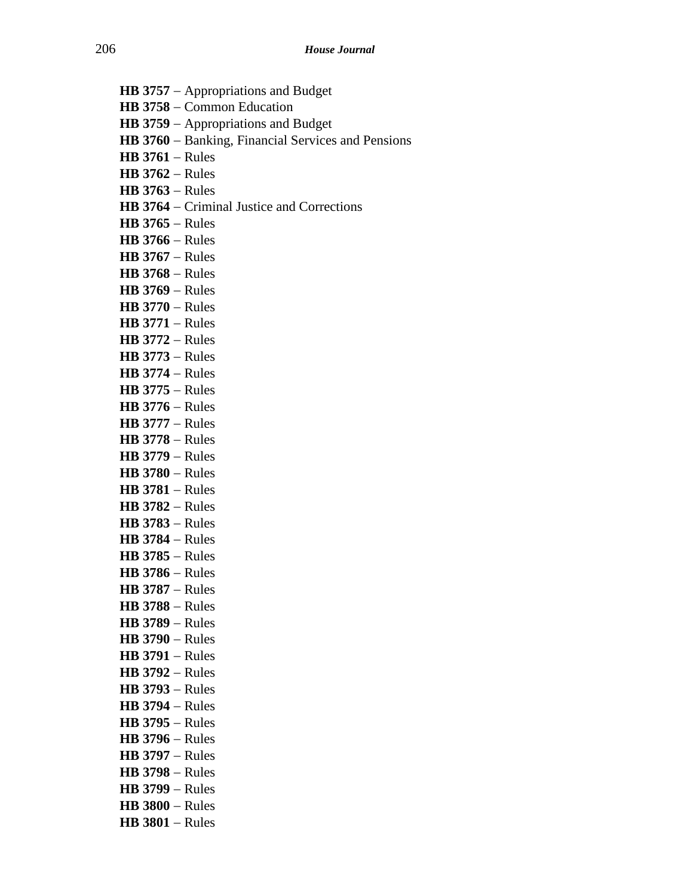**HB 3757** – Appropriations and Budget
**HB 3758** – Common Education
**HB 3759** – Appropriations and Budget
**HB 3760** – Banking, Financial Services and Pensions
**HB 3761** – Rules
**HB 3762** – Rules
**HB 3763** – Rules
**HB 3764** – Criminal Justice and Corrections
**HB 3765** – Rules
**HB 3766** – Rules
**HB 3767** – Rules
**HB 3768** – Rules
**HB 3769** – Rules
**HB 3770** – Rules
**HB 3771** – Rules
**HB 3772** – Rules
**HB 3773** – Rules
**HB 3774** – Rules
**HB 3775** – Rules
**HB 3776** – Rules
**HB 3777** – Rules
**HB 3778** – Rules
**HB 3779** – Rules
**HB 3780** – Rules
**HB 3781** – Rules
**HB 3782** – Rules
**HB 3783** – Rules
**HB 3784** – Rules
**HB 3785** – Rules
**HB 3786** – Rules
**HB 3787** – Rules
**HB 3788** – Rules
**HB 3789** – Rules
**HB 3790** – Rules
**HB 3791** – Rules
**HB 3792** – Rules
**HB 3793** – Rules
**HB 3794** – Rules
**HB 3795** – Rules
**HB 3796** – Rules
**HB 3797** – Rules
**HB 3798** – Rules
**HB 3799** – Rules
**HB 3800** – Rules
**HB 3801** – Rules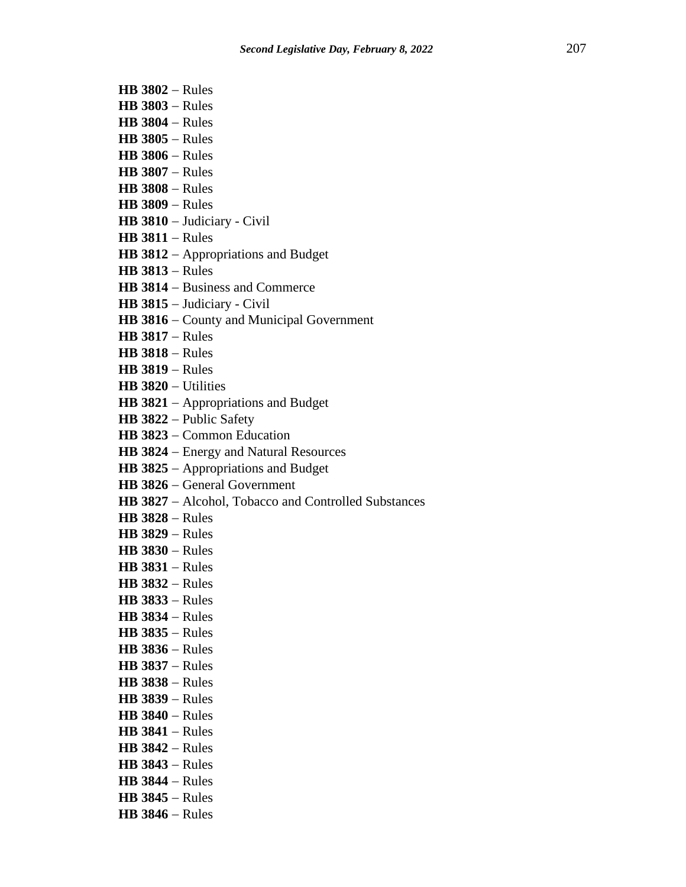**HB 3802** – Rules
**HB 3803** – Rules
**HB 3804** – Rules
**HB 3805** – Rules
**HB 3806** – Rules
**HB 3807** – Rules
**HB 3808** – Rules
**HB 3809** – Rules
**HB 3810** – Judiciary - Civil
**HB 3811** – Rules
**HB 3812** – Appropriations and Budget
**HB 3813** – Rules
**HB 3814** – Business and Commerce
**HB 3815** – Judiciary - Civil
**HB 3816** – County and Municipal Government
**HB 3817** – Rules
**HB 3818** – Rules
**HB 3819** – Rules
**HB 3820** – Utilities
**HB 3821** – Appropriations and Budget
**HB 3822** – Public Safety
**HB 3823** – Common Education
**HB 3824** – Energy and Natural Resources
**HB 3825** – Appropriations and Budget
**HB 3826** – General Government
**HB 3827** – Alcohol, Tobacco and Controlled Substances
**HB 3828** – Rules
**HB 3829** – Rules
**HB 3830** – Rules
**HB 3831** – Rules
**HB 3832** – Rules
**HB 3833** – Rules
**HB 3834** – Rules
**HB 3835** – Rules
**HB 3836** – Rules
**HB 3837** – Rules
**HB 3838** – Rules
**HB 3839** – Rules
**HB 3840** – Rules
**HB 3841** – Rules
**HB 3842** – Rules
**HB 3843** – Rules
**HB 3844** – Rules
**HB 3845** – Rules
**HB 3846** – Rules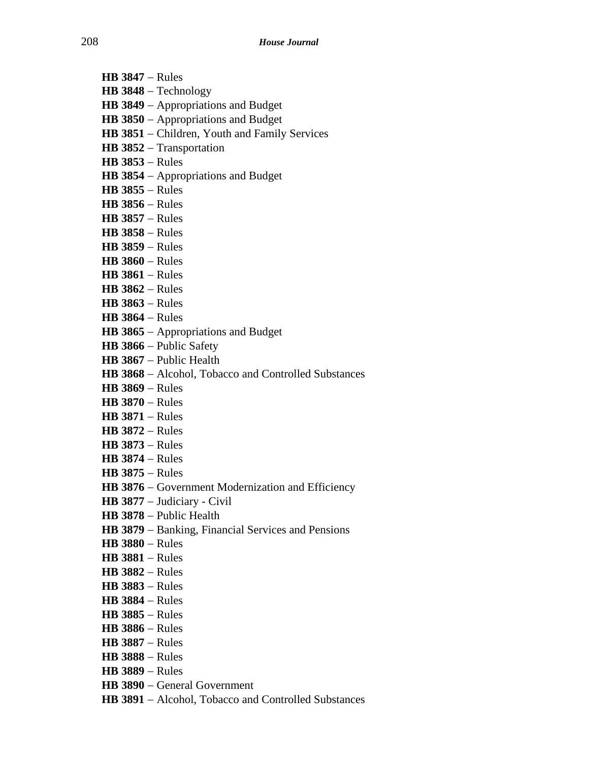**HB 3847** – Rules
**HB 3848** – Technology
**HB 3849** – Appropriations and Budget
**HB 3850** – Appropriations and Budget
**HB 3851** – Children, Youth and Family Services
**HB 3852** – Transportation
**HB 3853** – Rules
**HB 3854** – Appropriations and Budget
**HB 3855** – Rules
**HB 3856** – Rules
**HB 3857** – Rules
**HB 3858** – Rules
**HB 3859** – Rules
**HB 3860** – Rules
**HB 3861** – Rules
**HB 3862** – Rules
**HB 3863** – Rules
**HB 3864** – Rules
**HB 3865** – Appropriations and Budget
**HB 3866** – Public Safety
**HB 3867** – Public Health
**HB 3868** – Alcohol, Tobacco and Controlled Substances
**HB 3869** – Rules
**HB 3870** – Rules
**HB 3871** – Rules
**HB 3872** – Rules
**HB 3873** – Rules
**HB 3874** – Rules
**HB 3875** – Rules
**HB 3876** – Government Modernization and Efficiency
**HB 3877** – Judiciary - Civil
**HB 3878** – Public Health
**HB 3879** – Banking, Financial Services and Pensions
**HB 3880** – Rules
**HB 3881** – Rules
**HB 3882** – Rules
**HB 3883** – Rules
**HB 3884** – Rules
**HB 3885** – Rules
**HB 3886** – Rules
**HB 3887** – Rules
**HB 3888** – Rules
**HB 3889** – Rules
**HB 3890** – General Government
**HB 3891** – Alcohol, Tobacco and Controlled Substances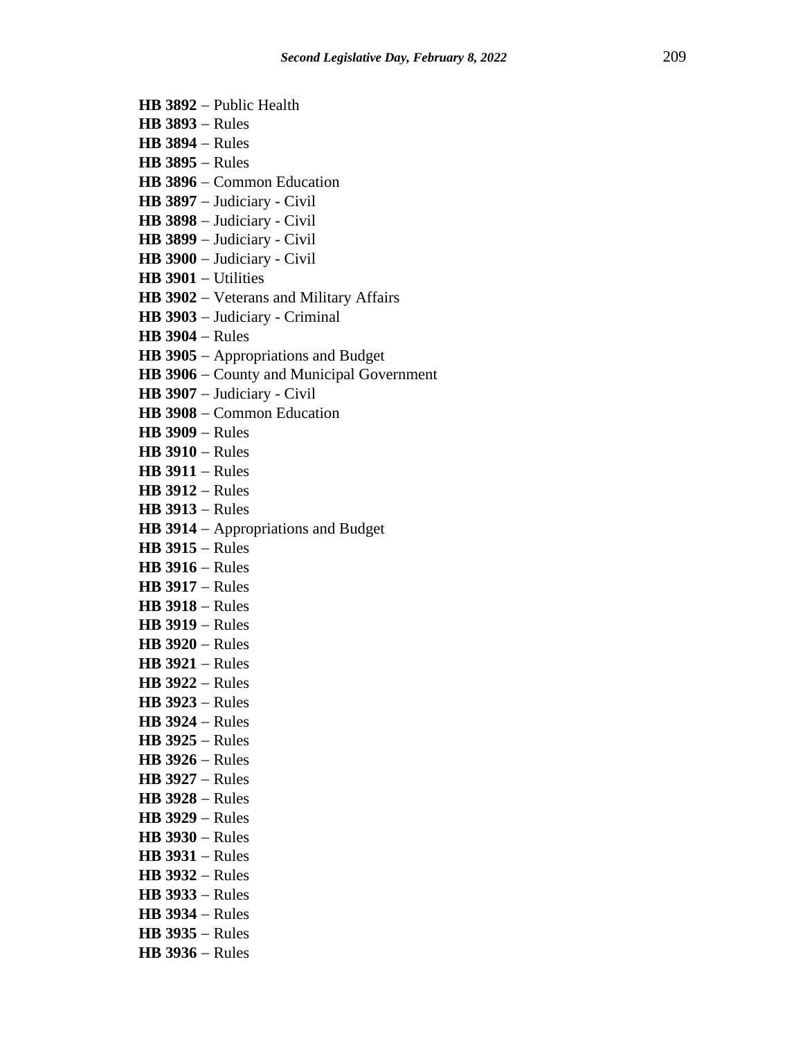**HB 3892** – Public Health
**HB 3893** – Rules
**HB 3894** – Rules
**HB 3895** – Rules
**HB 3896** – Common Education
**HB 3897** – Judiciary - Civil
**HB 3898** – Judiciary - Civil
**HB 3899** – Judiciary - Civil
**HB 3900** – Judiciary - Civil
**HB 3901** – Utilities
**HB 3902** – Veterans and Military Affairs
**HB 3903** – Judiciary - Criminal
**HB 3904** – Rules
**HB 3905** – Appropriations and Budget
**HB 3906** – County and Municipal Government
**HB 3907** – Judiciary - Civil
**HB 3908** – Common Education
**HB 3909** – Rules
**HB 3910** – Rules
**HB 3911** – Rules
**HB 3912** – Rules
**HB 3913** – Rules
**HB 3914** – Appropriations and Budget
**HB 3915** – Rules
**HB 3916** – Rules
**HB 3917** – Rules
**HB 3918** – Rules
**HB 3919** – Rules
**HB 3920** – Rules
**HB 3921** – Rules
**HB 3922** – Rules
**HB 3923** – Rules
**HB 3924** – Rules
**HB 3925** – Rules
**HB 3926** – Rules
**HB 3927** – Rules
**HB 3928** – Rules
**HB 3929** – Rules
**HB 3930** – Rules
**HB 3931** – Rules
**HB 3932** – Rules
**HB 3933** – Rules
**HB 3934** – Rules
**HB 3935** – Rules
**HB 3936** – Rules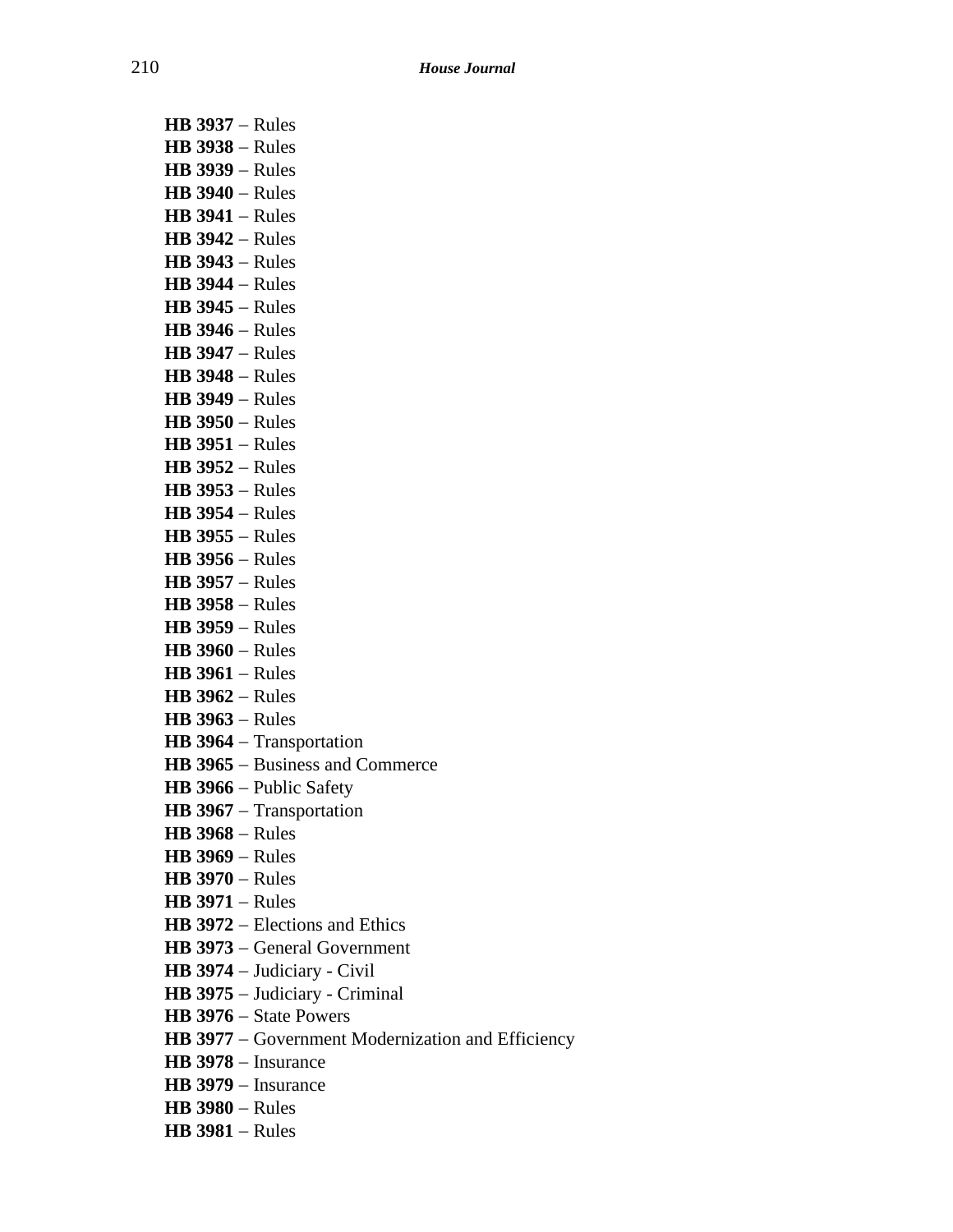**HB 3937** – Rules
**HB 3938** – Rules
**HB 3939** – Rules
**HB 3940** – Rules
**HB 3941** – Rules
**HB 3942** – Rules
**HB 3943** – Rules
**HB 3944** – Rules
**HB 3945** – Rules
**HB 3946** – Rules
**HB 3947** – Rules
**HB 3948** – Rules
**HB 3949** – Rules
**HB 3950** – Rules
**HB 3951** – Rules
**HB 3952** – Rules
**HB 3953** – Rules
**HB 3954** – Rules
**HB 3955** – Rules
**HB 3956** – Rules
**HB 3957** – Rules
**HB 3958** – Rules
**HB 3959** – Rules
**HB 3960** – Rules
**HB 3961** – Rules
**HB 3962** – Rules
**HB 3963** – Rules
**HB 3964** – Transportation
**HB 3965** – Business and Commerce
**HB 3966** – Public Safety
**HB 3967** – Transportation
**HB 3968** – Rules
**HB 3969** – Rules
**HB 3970** – Rules
**HB 3971** – Rules
**HB 3972** – Elections and Ethics
**HB 3973** – General Government
**HB 3974** – Judiciary - Civil
**HB 3975** – Judiciary - Criminal
**HB 3976** – State Powers
**HB 3977** – Government Modernization and Efficiency
**HB 3978** – Insurance
**HB 3979** – Insurance
**HB 3980** – Rules
**HB 3981** – Rules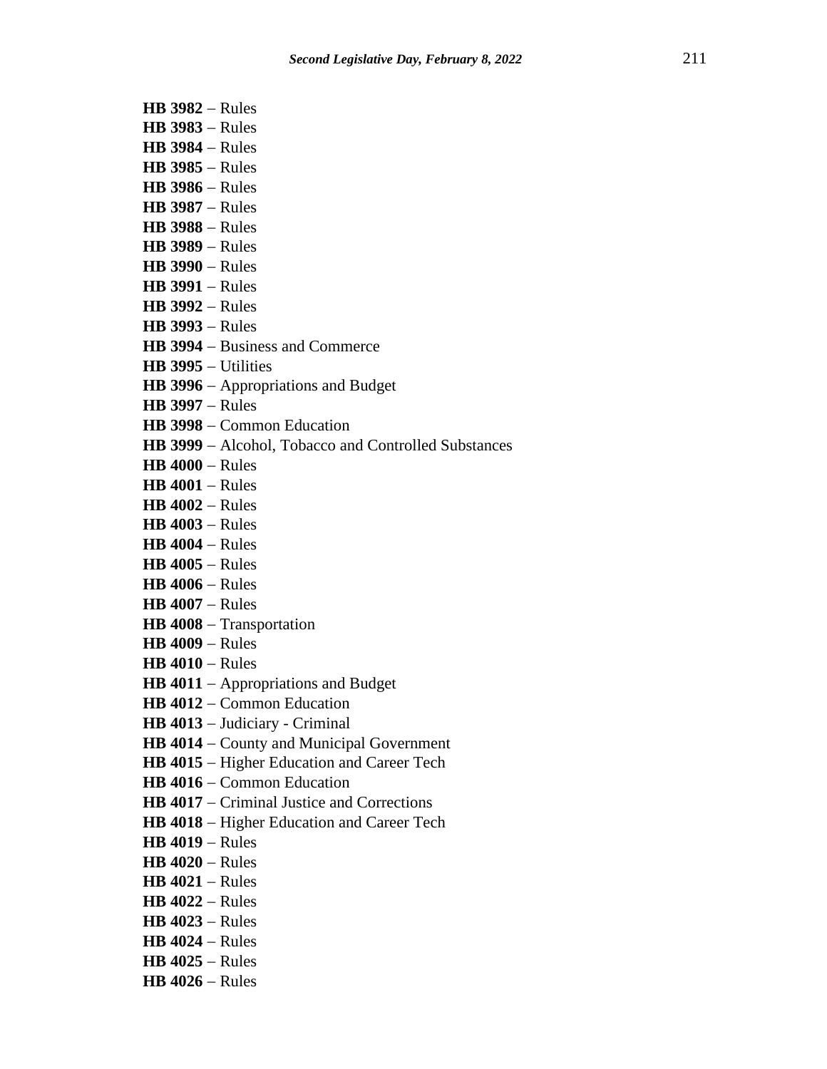**HB 3982** – Rules
**HB 3983** – Rules
**HB 3984** – Rules
**HB 3985** – Rules
**HB 3986** – Rules
**HB 3987** – Rules
**HB 3988** – Rules
**HB 3989** – Rules
**HB 3990** – Rules
**HB 3991** – Rules
**HB 3992** – Rules
**HB 3993** – Rules
**HB 3994** – Business and Commerce
**HB 3995** – Utilities
**HB 3996** – Appropriations and Budget
**HB 3997** – Rules
**HB 3998** – Common Education
**HB 3999** – Alcohol, Tobacco and Controlled Substances
**HB 4000** – Rules
**HB 4001** – Rules
**HB 4002** – Rules
**HB 4003** – Rules
**HB 4004** – Rules
**HB 4005** – Rules
**HB 4006** – Rules
**HB 4007** – Rules
**HB 4008** – Transportation
**HB 4009** – Rules
**HB 4010** – Rules
**HB 4011** – Appropriations and Budget
**HB 4012** – Common Education
**HB 4013** – Judiciary - Criminal
**HB 4014** – County and Municipal Government
**HB 4015** – Higher Education and Career Tech
**HB 4016** – Common Education
**HB 4017** – Criminal Justice and Corrections
**HB 4018** – Higher Education and Career Tech
**HB 4019** – Rules
**HB 4020** – Rules
**HB 4021** – Rules
**HB 4022** – Rules
**HB 4023** – Rules
**HB 4024** – Rules
**HB 4025** – Rules
**HB 4026** – Rules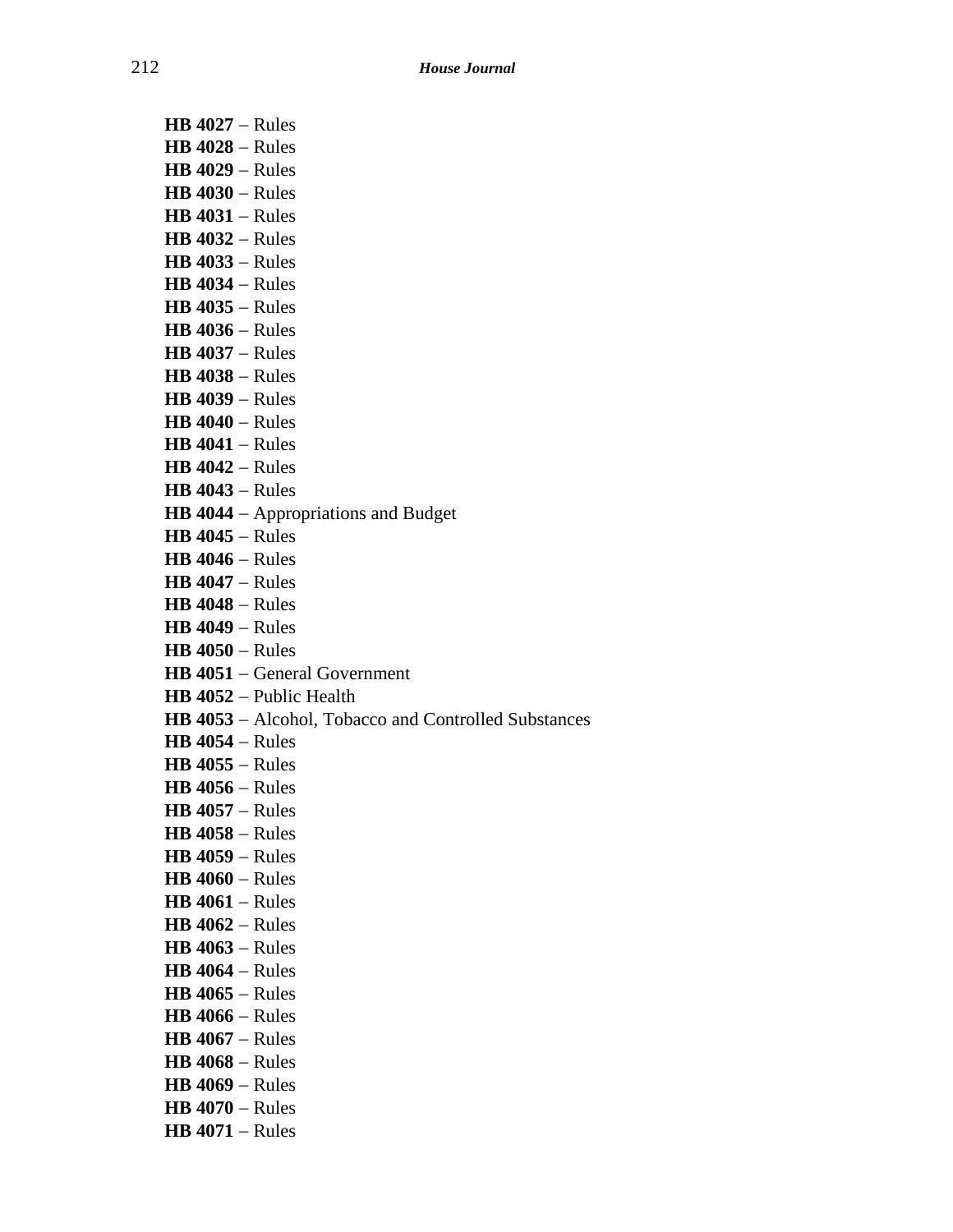**HB 4027** – Rules
**HB 4028** – Rules
**HB 4029** – Rules
**HB 4030** – Rules
**HB 4031** – Rules
**HB 4032** – Rules
**HB 4033** – Rules
**HB 4034** – Rules
**HB 4035** – Rules
**HB 4036** – Rules
**HB 4037** – Rules
**HB 4038** – Rules
**HB 4039** – Rules
**HB 4040** – Rules
**HB 4041** – Rules
**HB 4042** – Rules
**HB 4043** – Rules
**HB 4044** – Appropriations and Budget
**HB 4045** – Rules
**HB 4046** – Rules
**HB 4047** – Rules
**HB 4048** – Rules
**HB 4049** – Rules
**HB 4050** – Rules
**HB 4051** – General Government
**HB 4052** – Public Health
**HB 4053** – Alcohol, Tobacco and Controlled Substances
**HB 4054** – Rules
**HB 4055** – Rules
**HB 4056** – Rules
**HB 4057** – Rules
**HB 4058** – Rules
**HB 4059** – Rules
**HB 4060** – Rules
**HB 4061** – Rules
**HB 4062** – Rules
**HB 4063** – Rules
**HB 4064** – Rules
**HB 4065** – Rules
**HB 4066** – Rules
**HB 4067** – Rules
**HB 4068** – Rules
**HB 4069** – Rules
**HB 4070** – Rules
**HB 4071** – Rules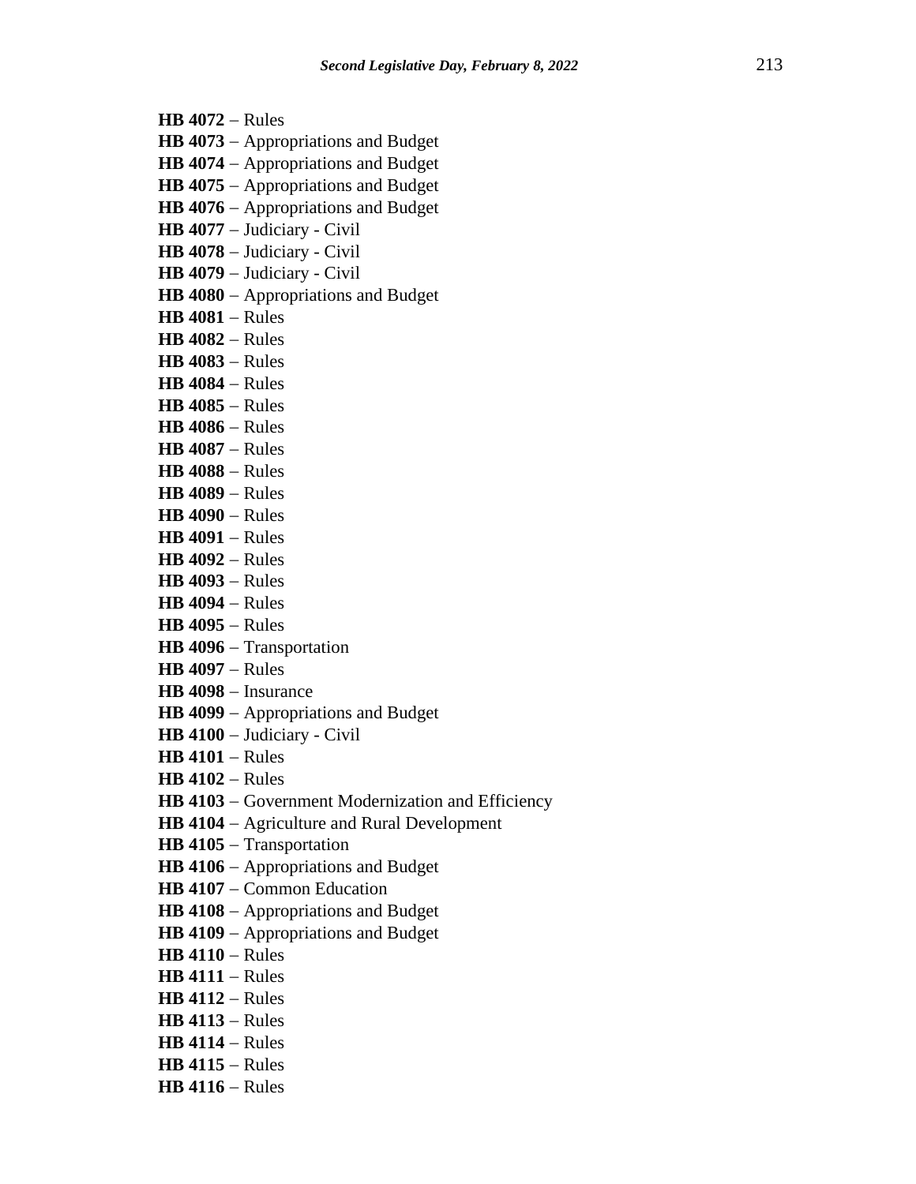**HB 4072** – Rules
**HB 4073** – Appropriations and Budget
**HB 4074** – Appropriations and Budget
**HB 4075** – Appropriations and Budget
**HB 4076** – Appropriations and Budget
**HB 4077** – Judiciary - Civil
**HB 4078** – Judiciary - Civil
**HB 4079** – Judiciary - Civil
**HB 4080** – Appropriations and Budget
**HB 4081** – Rules
**HB 4082** – Rules
**HB 4083** – Rules
**HB 4084** – Rules
**HB 4085** – Rules
**HB 4086** – Rules
**HB 4087** – Rules
**HB 4088** – Rules
**HB 4089** – Rules
**HB 4090** – Rules
**HB 4091** – Rules
**HB 4092** – Rules
**HB 4093** – Rules
**HB 4094** – Rules
**HB 4095** – Rules
**HB 4096** – Transportation
**HB 4097** – Rules
**HB 4098** – Insurance
**HB 4099** – Appropriations and Budget
**HB 4100** – Judiciary - Civil
**HB 4101** – Rules
**HB 4102** – Rules
**HB 4103** – Government Modernization and Efficiency
**HB 4104** – Agriculture and Rural Development
**HB 4105** – Transportation
**HB 4106** – Appropriations and Budget
**HB 4107** – Common Education
**HB 4108** – Appropriations and Budget
**HB 4109** – Appropriations and Budget
**HB 4110** – Rules
**HB 4111** – Rules
**HB 4112** – Rules
**HB 4113** – Rules
**HB 4114** – Rules
**HB 4115** – Rules
**HB 4116** – Rules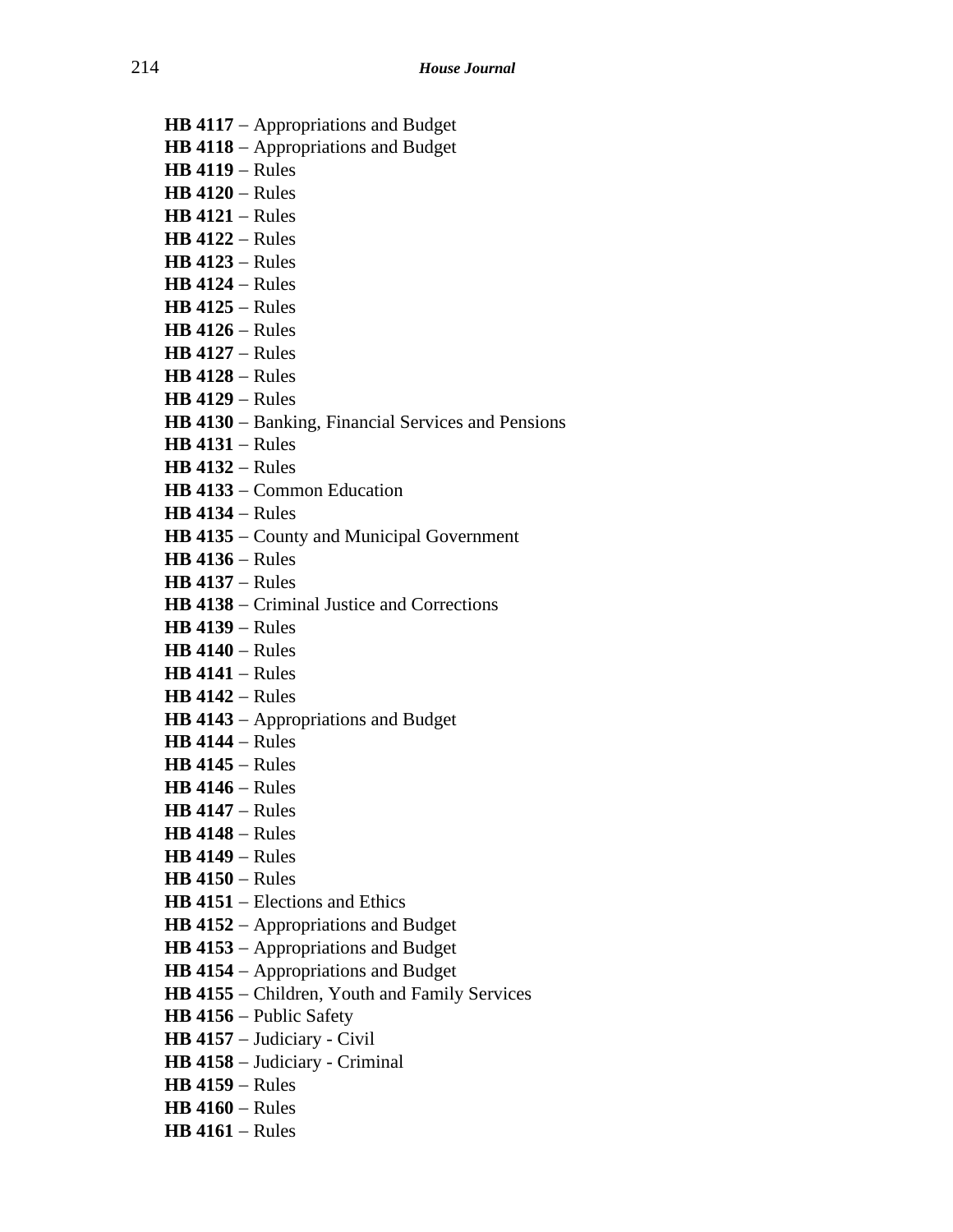**HB 4117** – Appropriations and Budget
**HB 4118** – Appropriations and Budget
**HB 4119** – Rules
**HB 4120** – Rules
**HB 4121** – Rules
**HB 4122** – Rules
**HB 4123** – Rules
**HB 4124** – Rules
**HB 4125** – Rules
**HB 4126** – Rules
**HB 4127** – Rules
**HB 4128** – Rules
**HB 4129** – Rules
**HB 4130** – Banking, Financial Services and Pensions
**HB 4131** – Rules
**HB 4132** – Rules
**HB 4133** – Common Education
**HB 4134** – Rules
**HB 4135** – County and Municipal Government
**HB 4136** – Rules
**HB 4137** – Rules
**HB 4138** – Criminal Justice and Corrections
**HB 4139** – Rules
**HB 4140** – Rules
**HB 4141** – Rules
**HB 4142** – Rules
**HB 4143** – Appropriations and Budget
**HB 4144** – Rules
**HB 4145** – Rules
**HB 4146** – Rules
**HB 4147** – Rules
**HB 4148** – Rules
**HB 4149** – Rules
**HB 4150** – Rules
**HB 4151** – Elections and Ethics
**HB 4152** – Appropriations and Budget
**HB 4153** – Appropriations and Budget
**HB 4154** – Appropriations and Budget
**HB 4155** – Children, Youth and Family Services
**HB 4156** – Public Safety
**HB 4157** – Judiciary - Civil
**HB 4158** – Judiciary - Criminal
**HB 4159** – Rules
**HB 4160** – Rules
**HB 4161** – Rules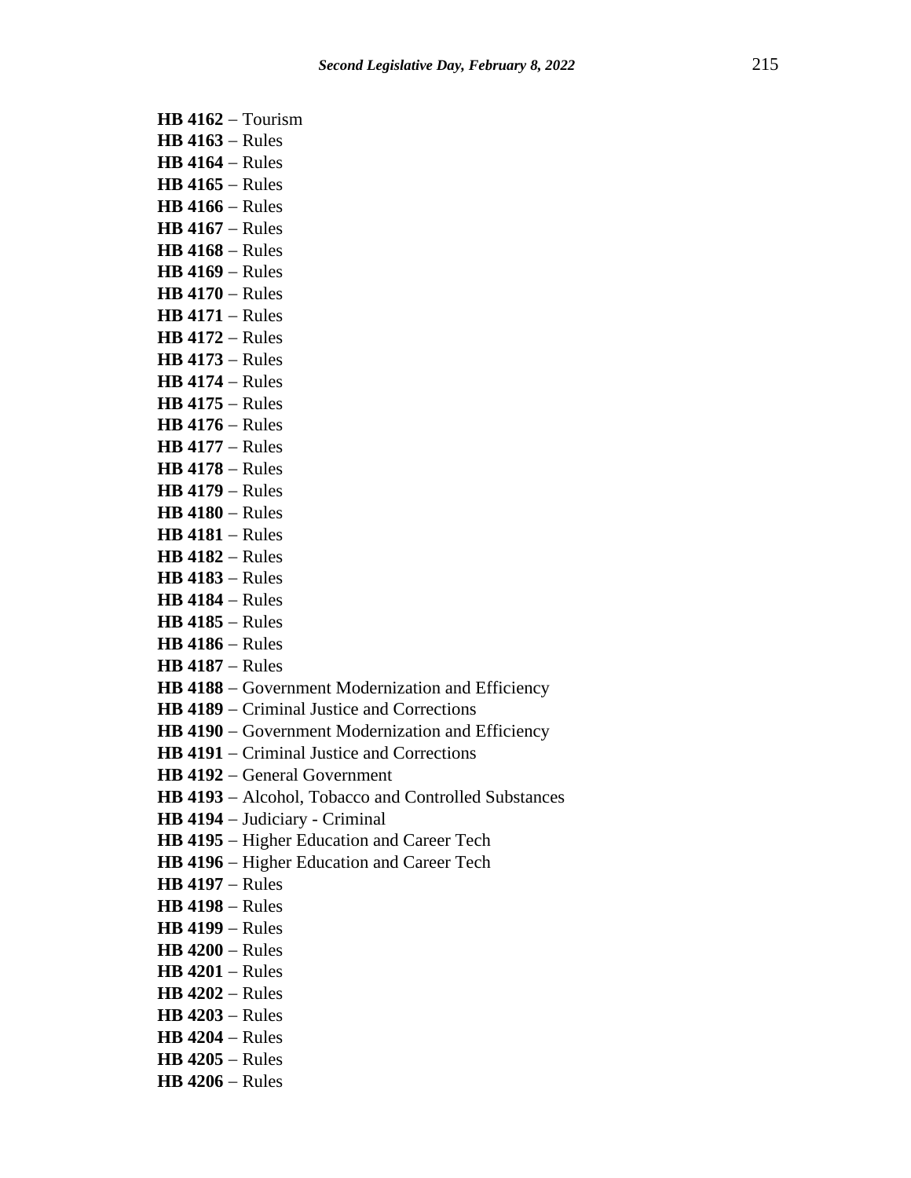**HB 4162** – Tourism
**HB 4163** – Rules
**HB 4164** – Rules
**HB 4165** – Rules
**HB 4166** – Rules
**HB 4167** – Rules
**HB 4168** – Rules
**HB 4169** – Rules
**HB 4170** – Rules
**HB 4171** – Rules
**HB 4172** – Rules
**HB 4173** – Rules
**HB 4174** – Rules
**HB 4175** – Rules
**HB 4176** – Rules
**HB 4177** – Rules
**HB 4178** – Rules
**HB 4179** – Rules
**HB 4180** – Rules
**HB 4181** – Rules
**HB 4182** – Rules
**HB 4183** – Rules
**HB 4184** – Rules
**HB 4185** – Rules
**HB 4186** – Rules
**HB 4187** – Rules
**HB 4188** – Government Modernization and Efficiency
**HB 4189** – Criminal Justice and Corrections
**HB 4190** – Government Modernization and Efficiency
**HB 4191** – Criminal Justice and Corrections
**HB 4192** – General Government
**HB 4193** – Alcohol, Tobacco and Controlled Substances
**HB 4194** – Judiciary - Criminal
**HB 4195** – Higher Education and Career Tech
**HB 4196** – Higher Education and Career Tech
**HB 4197** – Rules
**HB 4198** – Rules
**HB 4199** – Rules
**HB 4200** – Rules
**HB 4201** – Rules
**HB 4202** – Rules
**HB 4203** – Rules
**HB 4204** – Rules
**HB 4205** – Rules
**HB 4206** – Rules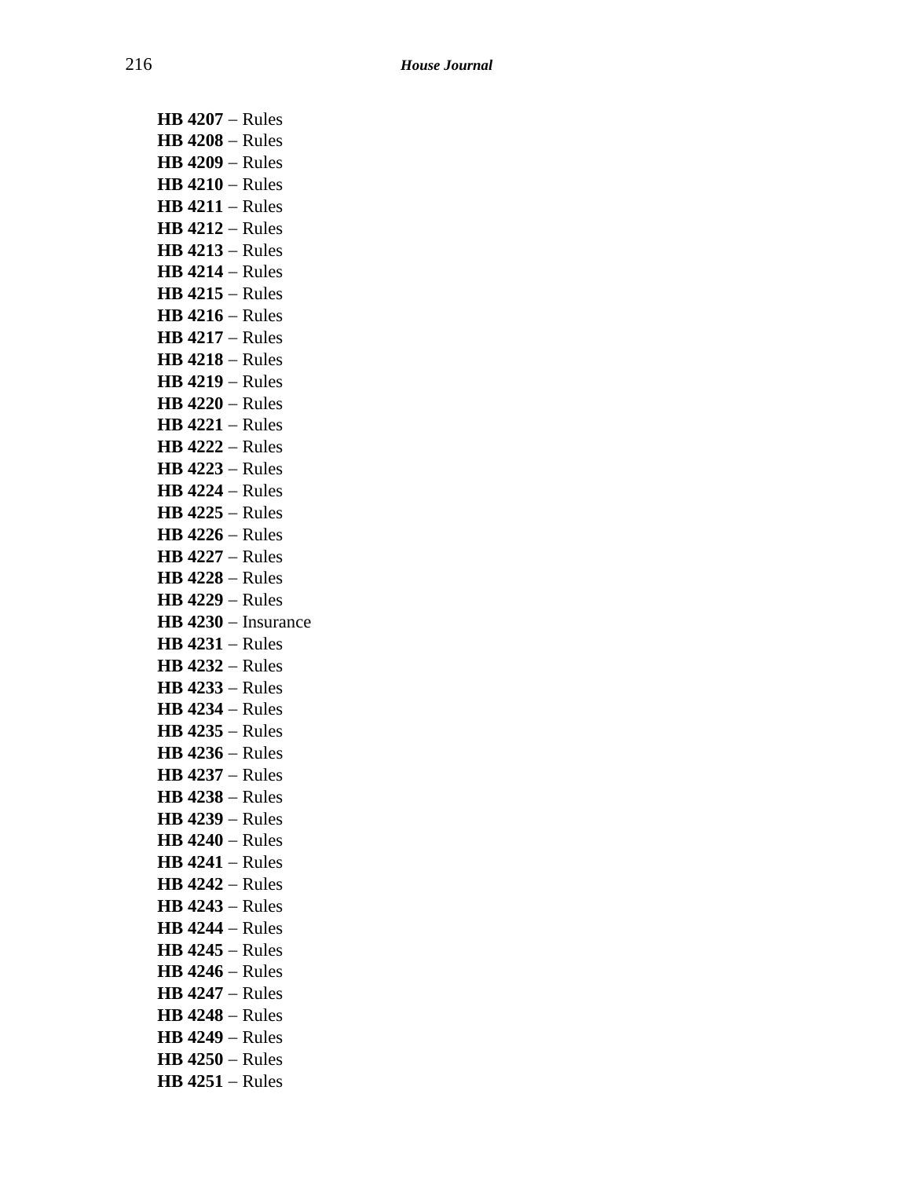**HB 4207** – Rules
**HB 4208** – Rules
**HB 4209** – Rules
**HB 4210** – Rules
**HB 4211** – Rules
**HB 4212** – Rules
**HB 4213** – Rules
**HB 4214** – Rules
**HB 4215** – Rules
**HB 4216** – Rules
**HB 4217** – Rules
**HB 4218** – Rules
**HB 4219** – Rules
**HB 4220** – Rules
**HB 4221** – Rules
**HB 4222** – Rules
**HB 4223** – Rules
**HB 4224** – Rules
**HB 4225** – Rules
**HB 4226** – Rules
**HB 4227** – Rules
**HB 4228** – Rules
**HB 4229** – Rules
**HB 4230** – Insurance
**HB 4231** – Rules
**HB 4232** – Rules
**HB 4233** – Rules
**HB 4234** – Rules
**HB 4235** – Rules
**HB 4236** – Rules
**HB 4237** – Rules
**HB 4238** – Rules
**HB 4239** – Rules
**HB 4240** – Rules
**HB 4241** – Rules
**HB 4242** – Rules
**HB 4243** – Rules
**HB 4244** – Rules
**HB 4245** – Rules
**HB 4246** – Rules
**HB 4247** – Rules
**HB 4248** – Rules
**HB 4249** – Rules
**HB 4250** – Rules
**HB 4251** – Rules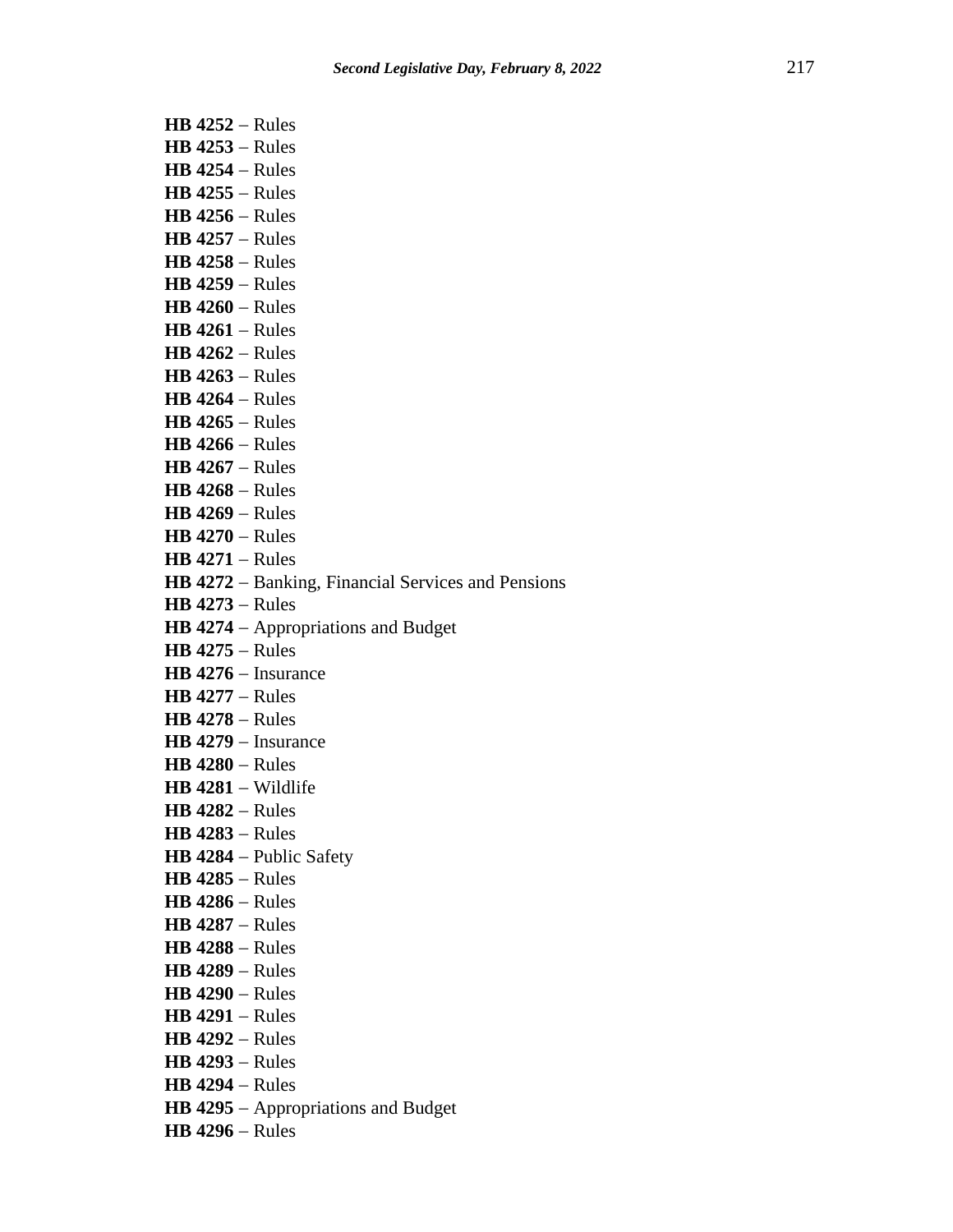**HB 4252** – Rules
**HB 4253** – Rules
**HB 4254** – Rules
**HB 4255** – Rules
**HB 4256** – Rules
**HB 4257** – Rules
**HB 4258** – Rules
**HB 4259** – Rules
**HB 4260** – Rules
**HB 4261** – Rules
**HB 4262** – Rules
**HB 4263** – Rules
**HB 4264** – Rules
**HB 4265** – Rules
**HB 4266** – Rules
**HB 4267** – Rules
**HB 4268** – Rules
**HB 4269** – Rules
**HB 4270** – Rules
**HB 4271** – Rules
**HB 4272** – Banking, Financial Services and Pensions
**HB 4273** – Rules
**HB 4274** – Appropriations and Budget
**HB 4275** – Rules
**HB 4276** – Insurance
**HB 4277** – Rules
**HB 4278** – Rules
**HB 4279** – Insurance
**HB 4280** – Rules
**HB 4281** – Wildlife
**HB 4282** – Rules
**HB 4283** – Rules
**HB 4284** – Public Safety
**HB 4285** – Rules
**HB 4286** – Rules
**HB 4287** – Rules
**HB 4288** – Rules
**HB 4289** – Rules
**HB 4290** – Rules
**HB 4291** – Rules
**HB 4292** – Rules
**HB 4293** – Rules
**HB 4294** – Rules
**HB 4295** – Appropriations and Budget
**HB 4296** – Rules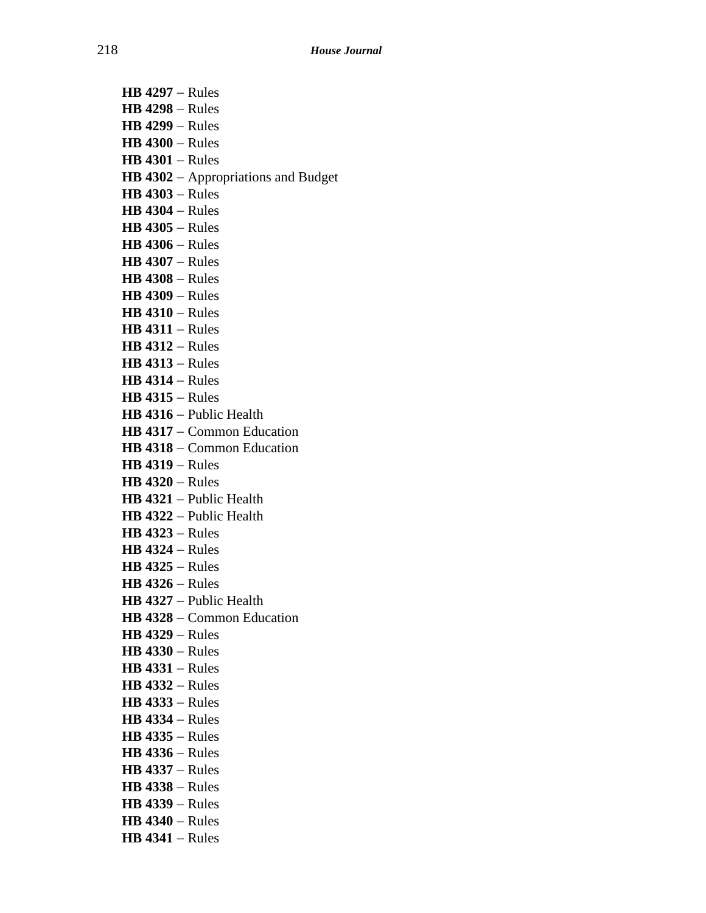**HB 4297** – Rules
**HB 4298** – Rules
**HB 4299** – Rules
**HB 4300** – Rules
**HB 4301** – Rules
**HB 4302** – Appropriations and Budget
**HB 4303** – Rules
**HB 4304** – Rules
**HB 4305** – Rules
**HB 4306** – Rules
**HB 4307** – Rules
**HB 4308** – Rules
**HB 4309** – Rules
**HB 4310** – Rules
**HB 4311** – Rules
**HB 4312** – Rules
**HB 4313** – Rules
**HB 4314** – Rules
**HB 4315** – Rules
**HB 4316** – Public Health
**HB 4317** – Common Education
**HB 4318** – Common Education
**HB 4319** – Rules
**HB 4320** – Rules
**HB 4321** – Public Health
**HB 4322** – Public Health
**HB 4323** – Rules
**HB 4324** – Rules
**HB 4325** – Rules
**HB 4326** – Rules
**HB 4327** – Public Health
**HB 4328** – Common Education
**HB 4329** – Rules
**HB 4330** – Rules
**HB 4331** – Rules
**HB 4332** – Rules
**HB 4333** – Rules
**HB 4334** – Rules
**HB 4335** – Rules
**HB 4336** – Rules
**HB 4337** – Rules
**HB 4338** – Rules
**HB 4339** – Rules
**HB 4340** – Rules
**HB 4341** – Rules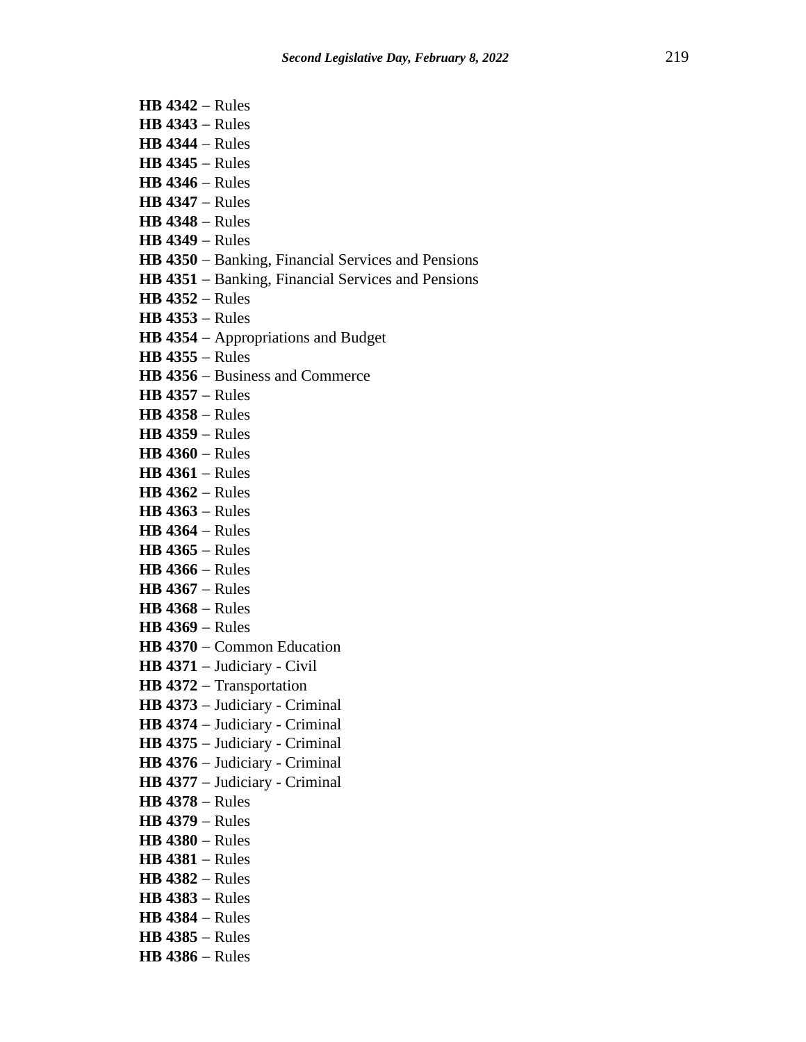**HB 4342** – Rules
**HB 4343** – Rules
**HB 4344** – Rules
**HB 4345** – Rules
**HB 4346** – Rules
**HB 4347** – Rules
**HB 4348** – Rules
**HB 4349** – Rules
**HB 4350** – Banking, Financial Services and Pensions
**HB 4351** – Banking, Financial Services and Pensions
**HB 4352** – Rules
**HB 4353** – Rules
**HB 4354** – Appropriations and Budget
**HB 4355** – Rules
**HB 4356** – Business and Commerce
**HB 4357** – Rules
**HB 4358** – Rules
**HB 4359** – Rules
**HB 4360** – Rules
**HB 4361** – Rules
**HB 4362** – Rules
**HB 4363** – Rules
**HB 4364** – Rules
**HB 4365** – Rules
**HB 4366** – Rules
**HB 4367** – Rules
**HB 4368** – Rules
**HB 4369** – Rules
**HB 4370** – Common Education
**HB 4371** – Judiciary - Civil
**HB 4372** – Transportation
**HB 4373** – Judiciary - Criminal
**HB 4374** – Judiciary - Criminal
**HB 4375** – Judiciary - Criminal
**HB 4376** – Judiciary - Criminal
**HB 4377** – Judiciary - Criminal
**HB 4378** – Rules
**HB 4379** – Rules
**HB 4380** – Rules
**HB 4381** – Rules
**HB 4382** – Rules
**HB 4383** – Rules
**HB 4384** – Rules
**HB 4385** – Rules
**HB 4386** – Rules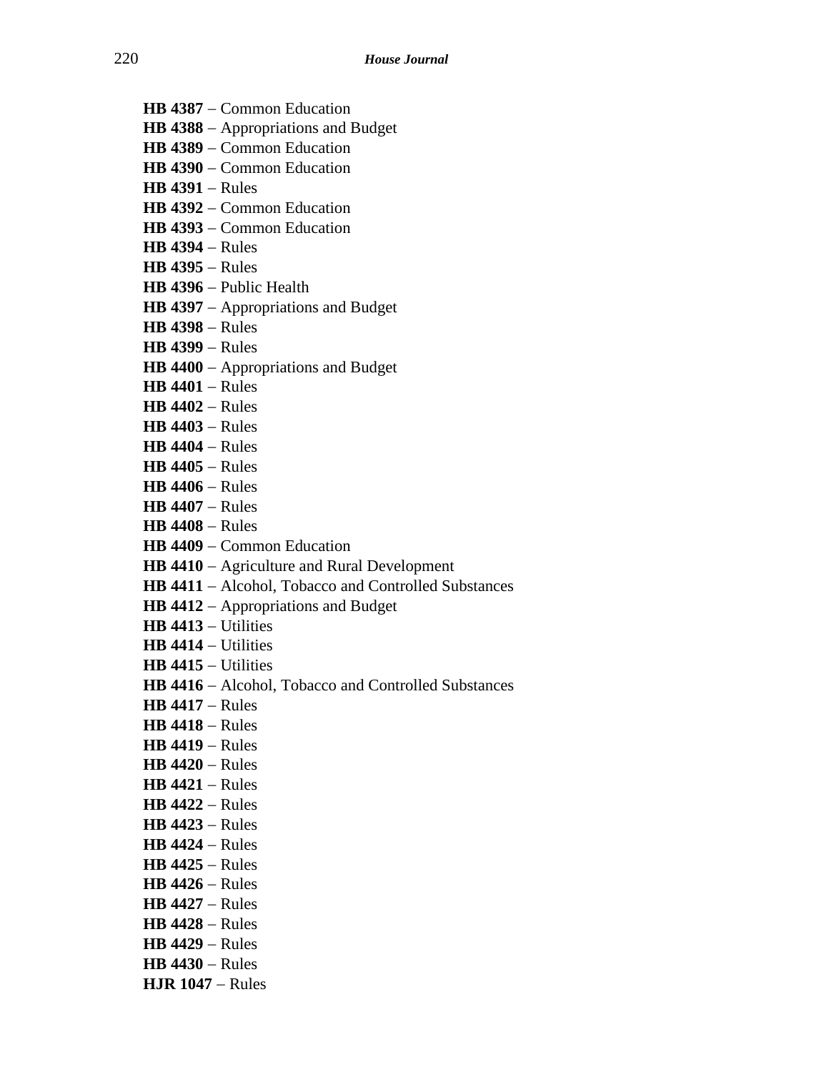**HB 4387** – Common Education  
**HB 4388** – Appropriations and Budget  
**HB 4389** – Common Education  
**HB 4390** – Common Education  
**HB 4391** – Rules  
**HB 4392** – Common Education  
**HB 4393** – Common Education  
**HB 4394** – Rules  
**HB 4395** – Rules  
**HB 4396** – Public Health  
**HB 4397** – Appropriations and Budget  
**HB 4398** – Rules  
**HB 4399** – Rules  
**HB 4400** – Appropriations and Budget  
**HB 4401** – Rules  
**HB 4402** – Rules  
**HB 4403** – Rules  
**HB 4404** – Rules  
**HB 4405** – Rules  
**HB 4406** – Rules  
**HB 4407** – Rules  
**HB 4408** – Rules  
**HB 4409** – Common Education  
**HB 4410** – Agriculture and Rural Development  
**HB 4411** – Alcohol, Tobacco and Controlled Substances  
**HB 4412** – Appropriations and Budget  
**HB 4413** – Utilities  
**HB 4414** – Utilities  
**HB 4415** – Utilities  
**HB 4416** – Alcohol, Tobacco and Controlled Substances  
**HB 4417** – Rules  
**HB 4418** – Rules  
**HB 4419** – Rules  
**HB 4420** – Rules  
**HB 4421** – Rules  
**HB 4422** – Rules  
**HB 4423** – Rules  
**HB 4424** – Rules  
**HB 4425** – Rules  
**HB 4426** – Rules  
**HB 4427** – Rules  
**HB 4428** – Rules  
**HB 4429** – Rules  
**HB 4430** – Rules  
**HJR 1047** – Rules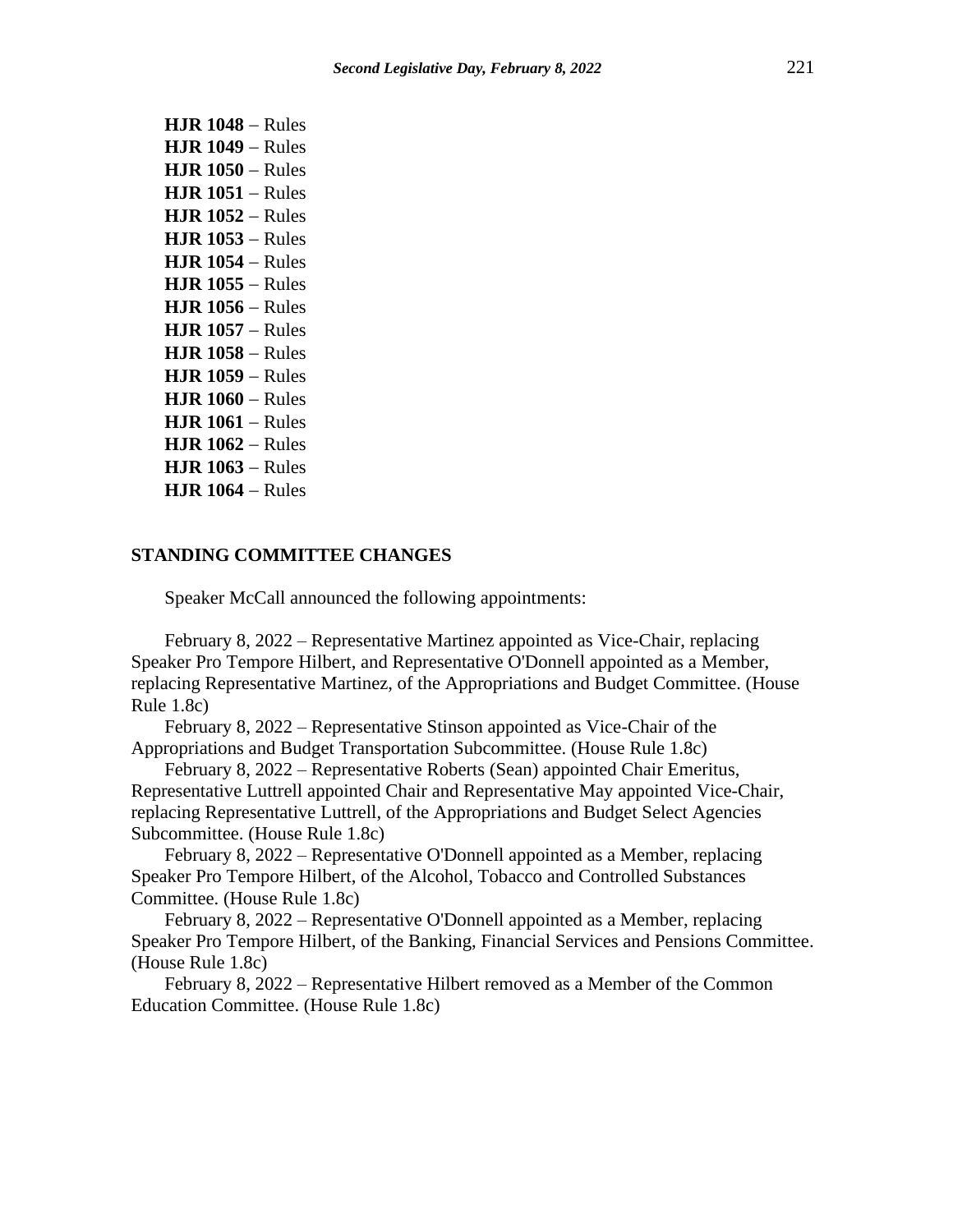**HJR 1048** – Rules
**HJR 1049** – Rules
**HJR 1050** – Rules
**HJR 1051** – Rules
**HJR 1052** – Rules
**HJR 1053** – Rules
**HJR 1054** – Rules
**HJR 1055** – Rules
**HJR 1056** – Rules
**HJR 1057** – Rules
**HJR 1058** – Rules
**HJR 1059** – Rules
**HJR 1060** – Rules
**HJR 1061** – Rules
**HJR 1062** – Rules
**HJR 1063** – Rules
**HJR 1064** – Rules

## STANDING COMMITTEE CHANGES

Speaker McCall announced the following appointments:

February 8, 2022 – Representative Martinez appointed as Vice-Chair, replacing Speaker Pro Tempore Hilbert, and Representative O'Donnell appointed as a Member, replacing Representative Martinez, of the Appropriations and Budget Committee. (House Rule 1.8c)

February 8, 2022 – Representative Stinson appointed as Vice-Chair of the Appropriations and Budget Transportation Subcommittee. (House Rule 1.8c)

February 8, 2022 – Representative Roberts (Sean) appointed Chair Emeritus, Representative Luttrell appointed Chair and Representative May appointed Vice-Chair, replacing Representative Luttrell, of the Appropriations and Budget Select Agencies Subcommittee. (House Rule 1.8c)

February 8, 2022 – Representative O'Donnell appointed as a Member, replacing Speaker Pro Tempore Hilbert, of the Alcohol, Tobacco and Controlled Substances Committee. (House Rule 1.8c)

February 8, 2022 – Representative O'Donnell appointed as a Member, replacing Speaker Pro Tempore Hilbert, of the Banking, Financial Services and Pensions Committee. (House Rule 1.8c)

February 8, 2022 – Representative Hilbert removed as a Member of the Common Education Committee. (House Rule 1.8c)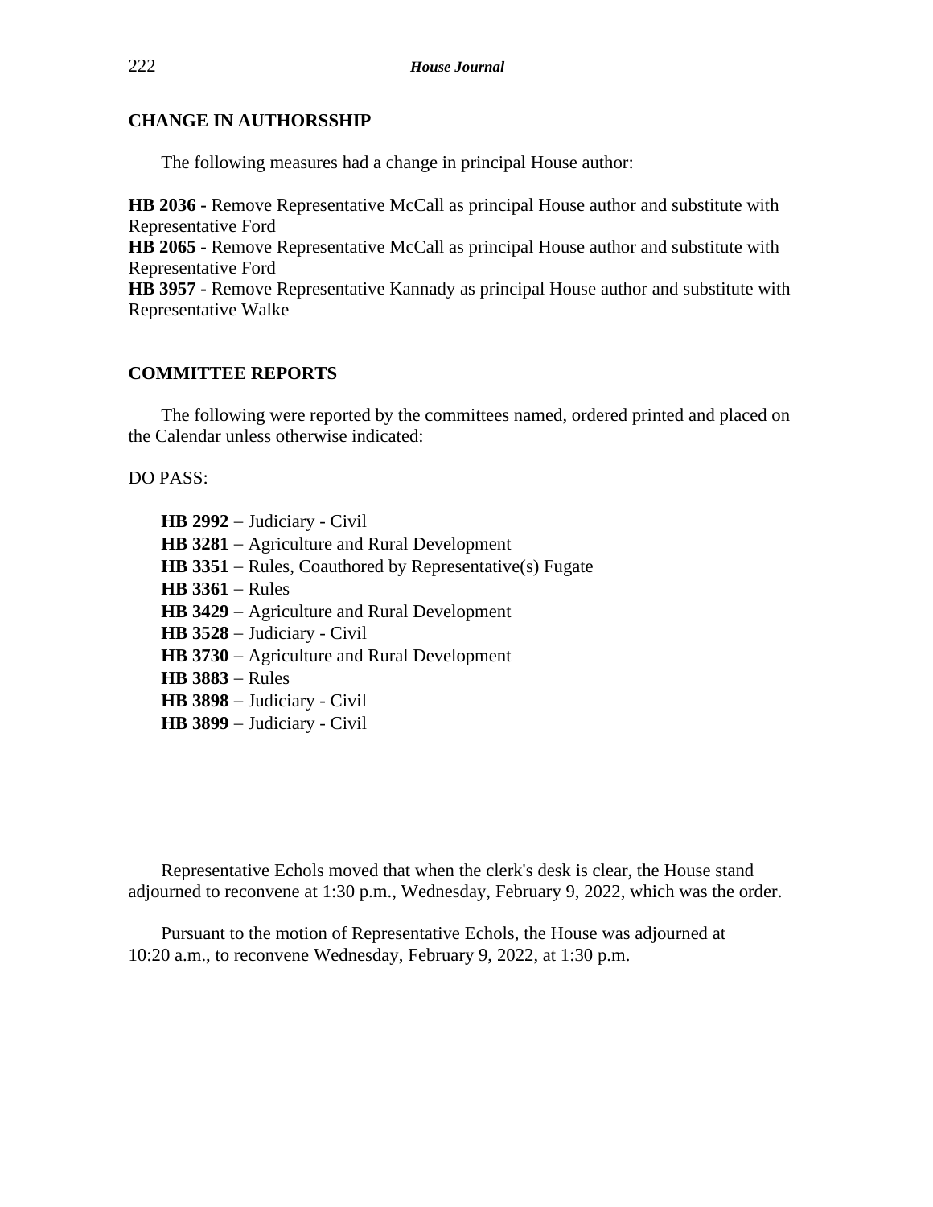## CHANGE IN AUTHORSSHIP

The following measures had a change in principal House author:

**HB 2036 -** Remove Representative McCall as principal House author and substitute with Representative Ford
**HB 2065 -** Remove Representative McCall as principal House author and substitute with Representative Ford
**HB 3957 -** Remove Representative Kannady as principal House author and substitute with Representative Walke

## COMMITTEE REPORTS

The following were reported by the committees named, ordered printed and placed on the Calendar unless otherwise indicated:

DO PASS:

**HB 2992** – Judiciary - Civil
**HB 3281** – Agriculture and Rural Development
**HB 3351** – Rules, Coauthored by Representative(s) Fugate
**HB 3361** – Rules
**HB 3429** – Agriculture and Rural Development
**HB 3528** – Judiciary - Civil
**HB 3730** – Agriculture and Rural Development
**HB 3883** – Rules
**HB 3898** – Judiciary - Civil
**HB 3899** – Judiciary - Civil

Representative Echols moved that when the clerk's desk is clear, the House stand adjourned to reconvene at 1:30 p.m., Wednesday, February 9, 2022, which was the order.

Pursuant to the motion of Representative Echols, the House was adjourned at 10:20 a.m., to reconvene Wednesday, February 9, 2022, at 1:30 p.m.